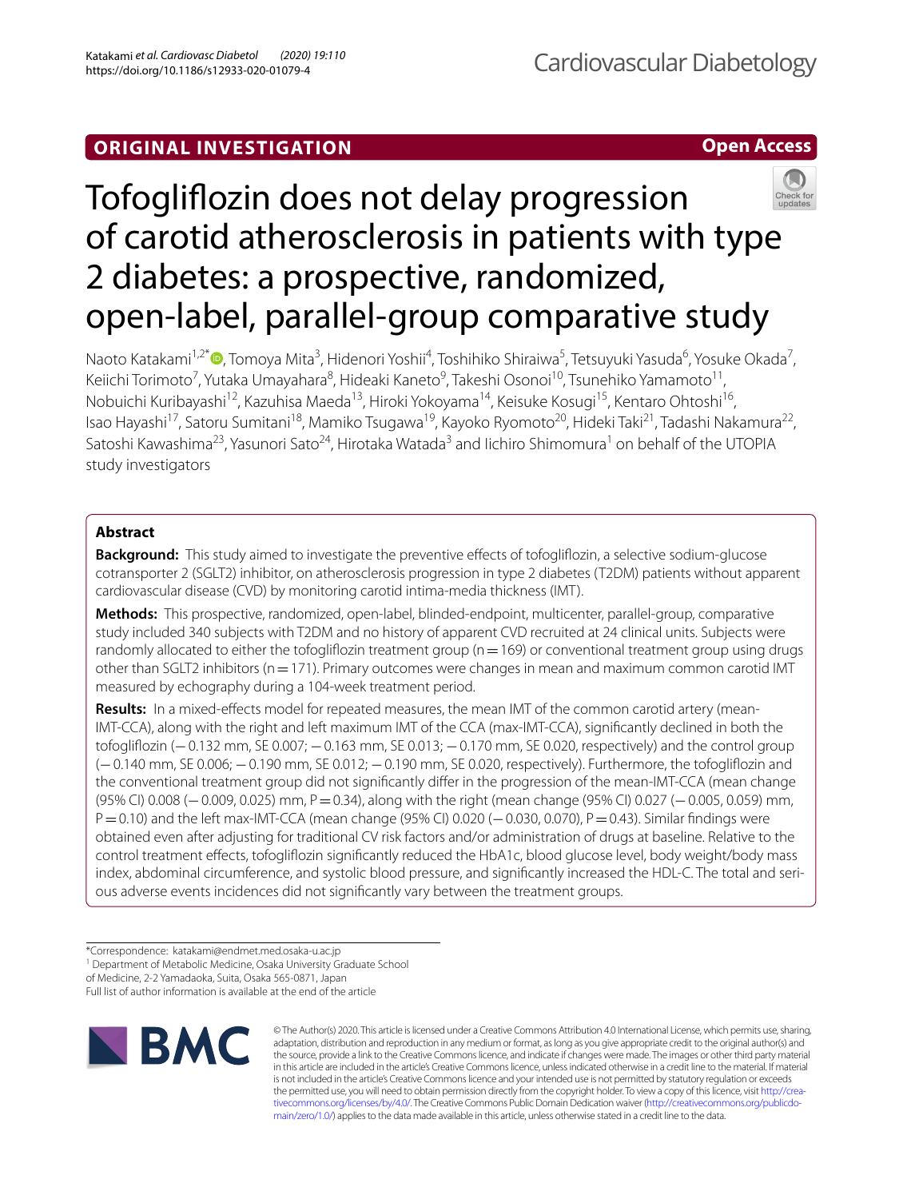ORIGINAL INVESTIGATION

Open Access

# Tofogliflozin does not delay progression of carotid atherosclerosis in patients with type 2 diabetes: a prospective, randomized, open-label, parallel-group comparative study

Naoto Katakami[1,2*], Tomoya Mita[3], Hidenori Yoshii[4], Toshihiko Shiraiwa[5], Tetsuyuki Yasuda[6], Yosuke Okada[7], Keiichi Torimoto[7], Yutaka Umayahara[8], Hideaki Kaneto[9], Takeshi Osonoi[10], Tsunehiko Yamamoto[11], Nobuichi Kuribayashi[12], Kazuhisa Maeda[13], Hiroki Yokoyama[14], Keisuke Kosugi[15], Kentaro Ohtoshi[16], Isao Hayashi[17], Satoru Sumitani[18], Mamiko Tsugawa[19], Kayoko Ryomoto[20], Hideki Taki[21], Tadashi Nakamura[22], Satoshi Kawashima[23], Yasunori Sato[24], Hirotaka Watada[3] and Iichiro Shimomura[1] on behalf of the UTOPIA study investigators

## Abstract

**Background:** This study aimed to investigate the preventive effects of tofogliflozin, a selective sodium-glucose cotransporter 2 (SGLT2) inhibitor, on atherosclerosis progression in type 2 diabetes (T2DM) patients without apparent cardiovascular disease (CVD) by monitoring carotid intima-media thickness (IMT).

**Methods:** This prospective, randomized, open-label, blinded-endpoint, multicenter, parallel-group, comparative study included 340 subjects with T2DM and no history of apparent CVD recruited at 24 clinical units. Subjects were randomly allocated to either the tofogliflozin treatment group (n = 169) or conventional treatment group using drugs other than SGLT2 inhibitors (n = 171). Primary outcomes were changes in mean and maximum common carotid IMT measured by echography during a 104-week treatment period.

**Results:** In a mixed-effects model for repeated measures, the mean IMT of the common carotid artery (mean-IMT-CCA), along with the right and left maximum IMT of the CCA (max-IMT-CCA), significantly declined in both the tofogliflozin (− 0.132 mm, SE 0.007; − 0.163 mm, SE 0.013; − 0.170 mm, SE 0.020, respectively) and the control group (− 0.140 mm, SE 0.006; − 0.190 mm, SE 0.012; − 0.190 mm, SE 0.020, respectively). Furthermore, the tofogliflozin and the conventional treatment group did not significantly differ in the progression of the mean-IMT-CCA (mean change (95% CI) 0.008 (− 0.009, 0.025) mm, P = 0.34), along with the right (mean change (95% CI) 0.027 (− 0.005, 0.059) mm, P = 0.10) and the left max-IMT-CCA (mean change (95% CI) 0.020 (− 0.030, 0.070), P = 0.43). Similar findings were obtained even after adjusting for traditional CV risk factors and/or administration of drugs at baseline. Relative to the control treatment effects, tofogliflozin significantly reduced the HbA1c, blood glucose level, body weight/body mass index, abdominal circumference, and systolic blood pressure, and significantly increased the HDL-C. The total and serious adverse events incidences did not significantly vary between the treatment groups.

*Correspondence: katakami@endmet.med.osaka-u.ac.jp
[1] Department of Metabolic Medicine, Osaka University Graduate School of Medicine, 2-2 Yamadaoka, Suita, Osaka 565-0871, Japan
Full list of author information is available at the end of the article

© The Author(s) 2020. This article is licensed under a Creative Commons Attribution 4.0 International License, which permits use, sharing, adaptation, distribution and reproduction in any medium or format, as long as you give appropriate credit to the original author(s) and the source, provide a link to the Creative Commons licence, and indicate if changes were made. The images or other third party material in this article are included in the article's Creative Commons licence, unless indicated otherwise in a credit line to the material. If material is not included in the article's Creative Commons licence and your intended use is not permitted by statutory regulation or exceeds the permitted use, you will need to obtain permission directly from the copyright holder. To view a copy of this licence, visit http://creativecommons.org/licenses/by/4.0/. The Creative Commons Public Domain Dedication waiver (http://creativecommons.org/publicdomain/zero/1.0/) applies to the data made available in this article, unless otherwise stated in a credit line to the data.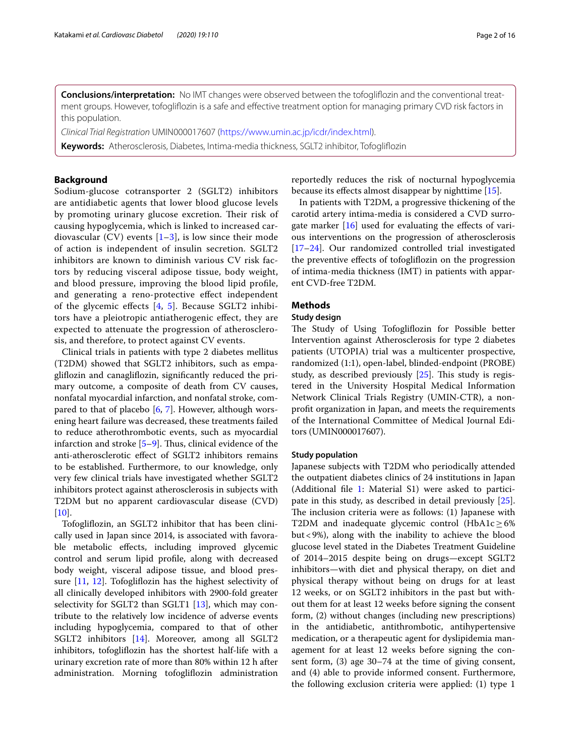**Conclusions/interpretation:** No IMT changes were observed between the tofogliflozin and the conventional treatment groups. However, tofogliflozin is a safe and effective treatment option for managing primary CVD risk factors in this population.

*Clinical Trial Registration* UMIN000017607 (https://www.umin.ac.jp/icdr/index.html).

**Keywords:** Atherosclerosis, Diabetes, Intima-media thickness, SGLT2 inhibitor, Tofogliflozin

## Background

Sodium-glucose cotransporter 2 (SGLT2) inhibitors are antidiabetic agents that lower blood glucose levels by promoting urinary glucose excretion. Their risk of causing hypoglycemia, which is linked to increased cardiovascular (CV) events [1–3], is low since their mode of action is independent of insulin secretion. SGLT2 inhibitors are known to diminish various CV risk factors by reducing visceral adipose tissue, body weight, and blood pressure, improving the blood lipid profile, and generating a reno-protective effect independent of the glycemic effects [4, 5]. Because SGLT2 inhibitors have a pleiotropic antiatherogenic effect, they are expected to attenuate the progression of atherosclerosis, and therefore, to protect against CV events.

Clinical trials in patients with type 2 diabetes mellitus (T2DM) showed that SGLT2 inhibitors, such as empagliflozin and canagliflozin, significantly reduced the primary outcome, a composite of death from CV causes, nonfatal myocardial infarction, and nonfatal stroke, compared to that of placebo [6, 7]. However, although worsening heart failure was decreased, these treatments failed to reduce atherothrombotic events, such as myocardial infarction and stroke [5–9]. Thus, clinical evidence of the anti-atherosclerotic effect of SGLT2 inhibitors remains to be established. Furthermore, to our knowledge, only very few clinical trials have investigated whether SGLT2 inhibitors protect against atherosclerosis in subjects with T2DM but no apparent cardiovascular disease (CVD) [10].

Tofogliflozin, an SGLT2 inhibitor that has been clinically used in Japan since 2014, is associated with favorable metabolic effects, including improved glycemic control and serum lipid profile, along with decreased body weight, visceral adipose tissue, and blood pressure [11, 12]. Tofogliflozin has the highest selectivity of all clinically developed inhibitors with 2900-fold greater selectivity for SGLT2 than SGLT1 [13], which may contribute to the relatively low incidence of adverse events including hypoglycemia, compared to that of other SGLT2 inhibitors [14]. Moreover, among all SGLT2 inhibitors, tofogliflozin has the shortest half-life with a urinary excretion rate of more than 80% within 12 h after administration. Morning tofogliflozin administration reportedly reduces the risk of nocturnal hypoglycemia because its effects almost disappear by nighttime [15].

In patients with T2DM, a progressive thickening of the carotid artery intima-media is considered a CVD surrogate marker [16] used for evaluating the effects of various interventions on the progression of atherosclerosis [17–24]. Our randomized controlled trial investigated the preventive effects of tofogliflozin on the progression of intima-media thickness (IMT) in patients with apparent CVD-free T2DM.

## Methods

### Study design

The Study of Using Tofogliflozin for Possible better Intervention against Atherosclerosis for type 2 diabetes patients (UTOPIA) trial was a multicenter prospective, randomized (1:1), open-label, blinded-endpoint (PROBE) study, as described previously [25]. This study is registered in the University Hospital Medical Information Network Clinical Trials Registry (UMIN-CTR), a non-profit organization in Japan, and meets the requirements of the International Committee of Medical Journal Editors (UMIN000017607).

### Study population

Japanese subjects with T2DM who periodically attended the outpatient diabetes clinics of 24 institutions in Japan (Additional file 1: Material S1) were asked to participate in this study, as described in detail previously [25]. The inclusion criteria were as follows: (1) Japanese with T2DM and inadequate glycemic control (HbA1c ≥ 6% but < 9%), along with the inability to achieve the blood glucose level stated in the Diabetes Treatment Guideline of 2014–2015 despite being on drugs—except SGLT2 inhibitors—with diet and physical therapy, on diet and physical therapy without being on drugs for at least 12 weeks, or on SGLT2 inhibitors in the past but without them for at least 12 weeks before signing the consent form, (2) without changes (including new prescriptions) in the antidiabetic, antithrombotic, antihypertensive medication, or a therapeutic agent for dyslipidemia management for at least 12 weeks before signing the consent form, (3) age 30–74 at the time of giving consent, and (4) able to provide informed consent. Furthermore, the following exclusion criteria were applied: (1) type 1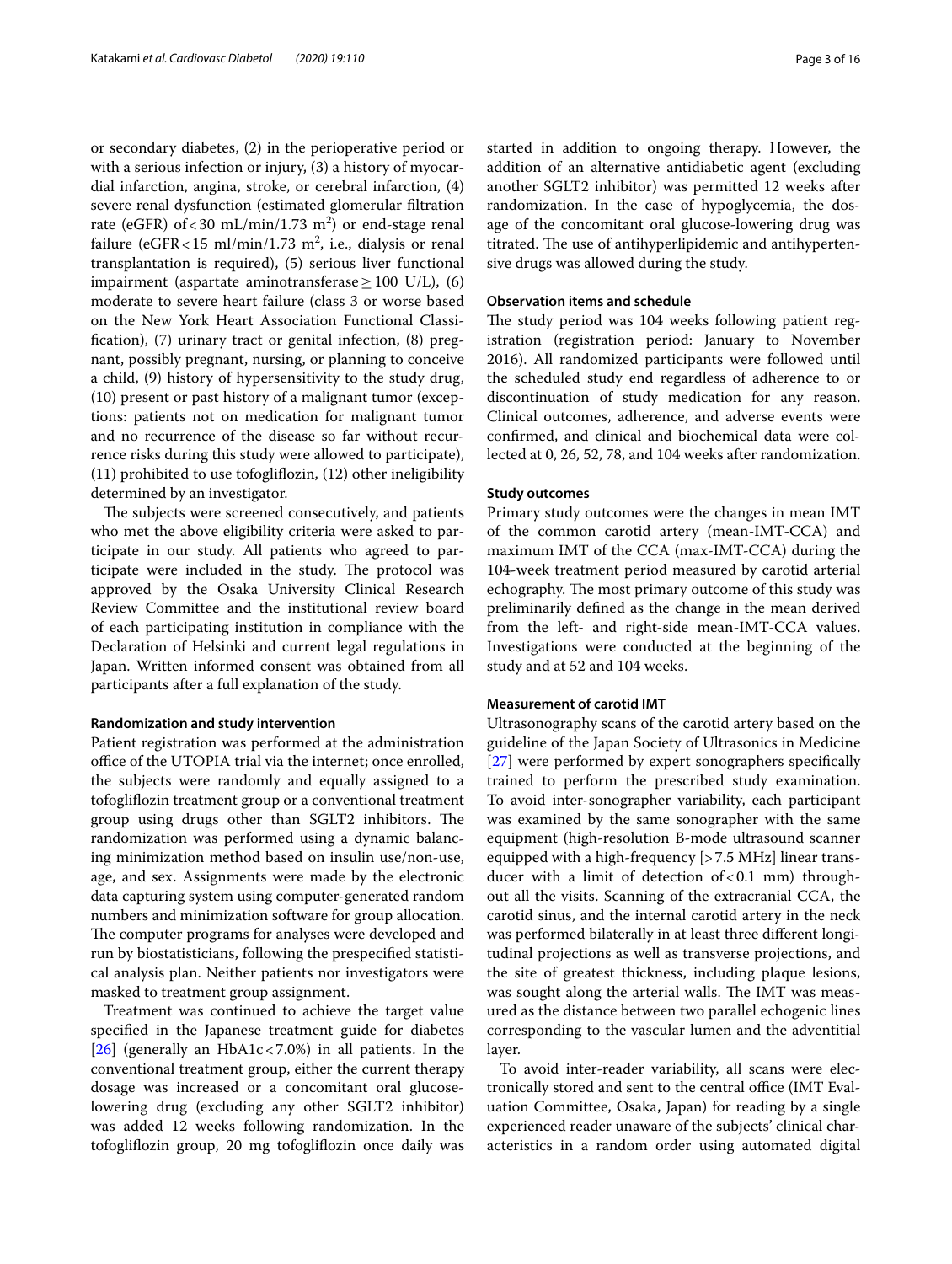or secondary diabetes, (2) in the perioperative period or with a serious infection or injury, (3) a history of myocardial infarction, angina, stroke, or cerebral infarction, (4) severe renal dysfunction (estimated glomerular filtration rate (eGFR) of < 30 mL/min/1.73 m$^2$) or end-stage renal failure (eGFR < 15 ml/min/1.73 m$^2$, i.e., dialysis or renal transplantation is required), (5) serious liver functional impairment (aspartate aminotransferase ≥ 100 U/L), (6) moderate to severe heart failure (class 3 or worse based on the New York Heart Association Functional Classification), (7) urinary tract or genital infection, (8) pregnant, possibly pregnant, nursing, or planning to conceive a child, (9) history of hypersensitivity to the study drug, (10) present or past history of a malignant tumor (exceptions: patients not on medication for malignant tumor and no recurrence of the disease so far without recurrence risks during this study were allowed to participate), (11) prohibited to use tofogliflozin, (12) other ineligibility determined by an investigator.

The subjects were screened consecutively, and patients who met the above eligibility criteria were asked to participate in our study. All patients who agreed to participate were included in the study. The protocol was approved by the Osaka University Clinical Research Review Committee and the institutional review board of each participating institution in compliance with the Declaration of Helsinki and current legal regulations in Japan. Written informed consent was obtained from all participants after a full explanation of the study.

#### Randomization and study intervention

Patient registration was performed at the administration office of the UTOPIA trial via the internet; once enrolled, the subjects were randomly and equally assigned to a tofogliflozin treatment group or a conventional treatment group using drugs other than SGLT2 inhibitors. The randomization was performed using a dynamic balancing minimization method based on insulin use/non-use, age, and sex. Assignments were made by the electronic data capturing system using computer-generated random numbers and minimization software for group allocation. The computer programs for analyses were developed and run by biostatisticians, following the prespecified statistical analysis plan. Neither patients nor investigators were masked to treatment group assignment.

Treatment was continued to achieve the target value specified in the Japanese treatment guide for diabetes [26] (generally an HbA1c < 7.0%) in all patients. In the conventional treatment group, either the current therapy dosage was increased or a concomitant oral glucose-lowering drug (excluding any other SGLT2 inhibitor) was added 12 weeks following randomization. In the tofogliflozin group, 20 mg tofogliflozin once daily was started in addition to ongoing therapy. However, the addition of an alternative antidiabetic agent (excluding another SGLT2 inhibitor) was permitted 12 weeks after randomization. In the case of hypoglycemia, the dosage of the concomitant oral glucose-lowering drug was titrated. The use of antihyperlipidemic and antihypertensive drugs was allowed during the study.

#### Observation items and schedule

The study period was 104 weeks following patient registration (registration period: January to November 2016). All randomized participants were followed until the scheduled study end regardless of adherence to or discontinuation of study medication for any reason. Clinical outcomes, adherence, and adverse events were confirmed, and clinical and biochemical data were collected at 0, 26, 52, 78, and 104 weeks after randomization.

#### Study outcomes

Primary study outcomes were the changes in mean IMT of the common carotid artery (mean-IMT-CCA) and maximum IMT of the CCA (max-IMT-CCA) during the 104-week treatment period measured by carotid arterial echography. The most primary outcome of this study was preliminarily defined as the change in the mean derived from the left- and right-side mean-IMT-CCA values. Investigations were conducted at the beginning of the study and at 52 and 104 weeks.

#### Measurement of carotid IMT

Ultrasonography scans of the carotid artery based on the guideline of the Japan Society of Ultrasonics in Medicine [27] were performed by expert sonographers specifically trained to perform the prescribed study examination. To avoid inter-sonographer variability, each participant was examined by the same sonographer with the same equipment (high-resolution B-mode ultrasound scanner equipped with a high-frequency [> 7.5 MHz] linear transducer with a limit of detection of < 0.1 mm) throughout all the visits. Scanning of the extracranial CCA, the carotid sinus, and the internal carotid artery in the neck was performed bilaterally in at least three different longitudinal projections as well as transverse projections, and the site of greatest thickness, including plaque lesions, was sought along the arterial walls. The IMT was measured as the distance between two parallel echogenic lines corresponding to the vascular lumen and the adventitial layer.

To avoid inter-reader variability, all scans were electronically stored and sent to the central office (IMT Evaluation Committee, Osaka, Japan) for reading by a single experienced reader unaware of the subjects' clinical characteristics in a random order using automated digital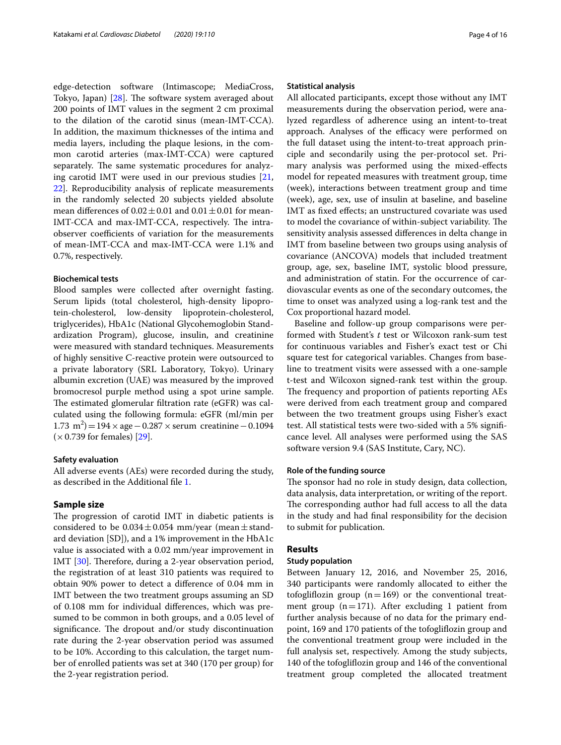edge-detection software (Intimascope; MediaCross, Tokyo, Japan) [28]. The software system averaged about 200 points of IMT values in the segment 2 cm proximal to the dilation of the carotid sinus (mean-IMT-CCA). In addition, the maximum thicknesses of the intima and media layers, including the plaque lesions, in the common carotid arteries (max-IMT-CCA) were captured separately. The same systematic procedures for analyzing carotid IMT were used in our previous studies [21, 22]. Reproducibility analysis of replicate measurements in the randomly selected 20 subjects yielded absolute mean differences of $0.02 \pm 0.01$ and $0.01 \pm 0.01$ for mean-IMT-CCA and max-IMT-CCA, respectively. The intra-observer coefficients of variation for the measurements of mean-IMT-CCA and max-IMT-CCA were 1.1% and 0.7%, respectively.

#### Biochemical tests

Blood samples were collected after overnight fasting. Serum lipids (total cholesterol, high-density lipoprotein-cholesterol, low-density lipoprotein-cholesterol, triglycerides), HbA1c (National Glycohemoglobin Standardization Program), glucose, insulin, and creatinine were measured with standard techniques. Measurements of highly sensitive C-reactive protein were outsourced to a private laboratory (SRL Laboratory, Tokyo). Urinary albumin excretion (UAE) was measured by the improved bromocresol purple method using a spot urine sample. The estimated glomerular filtration rate (eGFR) was calculated using the following formula: eGFR (ml/min per 1.73 $m^2$) $= 194 \times \text{age} - 0.287 \times \text{serum creatinine} - 0.1094$ ($\times 0.739$ for females) [29].

#### Safety evaluation

All adverse events (AEs) were recorded during the study, as described in the Additional file 1.

### Sample size

The progression of carotid IMT in diabetic patients is considered to be $0.034 \pm 0.054$ mm/year (mean ± standard deviation [SD]), and a 1% improvement in the HbA1c value is associated with a 0.02 mm/year improvement in IMT [30]. Therefore, during a 2-year observation period, the registration of at least 310 patients was required to obtain 90% power to detect a difference of 0.04 mm in IMT between the two treatment groups assuming an SD of 0.108 mm for individual differences, which was presumed to be common in both groups, and a 0.05 level of significance. The dropout and/or study discontinuation rate during the 2-year observation period was assumed to be 10%. According to this calculation, the target number of enrolled patients was set at 340 (170 per group) for the 2-year registration period.

#### Statistical analysis

All allocated participants, except those without any IMT measurements during the observation period, were analyzed regardless of adherence using an intent-to-treat approach. Analyses of the efficacy were performed on the full dataset using the intent-to-treat approach principle and secondarily using the per-protocol set. Primary analysis was performed using the mixed-effects model for repeated measures with treatment group, time (week), interactions between treatment group and time (week), age, sex, use of insulin at baseline, and baseline IMT as fixed effects; an unstructured covariate was used to model the covariance of within-subject variability. The sensitivity analysis assessed differences in delta change in IMT from baseline between two groups using analysis of covariance (ANCOVA) models that included treatment group, age, sex, baseline IMT, systolic blood pressure, and administration of statin. For the occurrence of cardiovascular events as one of the secondary outcomes, the time to onset was analyzed using a log-rank test and the Cox proportional hazard model.

Baseline and follow-up group comparisons were performed with Student's *t* test or Wilcoxon rank-sum test for continuous variables and Fisher's exact test or Chi square test for categorical variables. Changes from baseline to treatment visits were assessed with a one-sample t-test and Wilcoxon signed-rank test within the group. The frequency and proportion of patients reporting AEs were derived from each treatment group and compared between the two treatment groups using Fisher's exact test. All statistical tests were two-sided with a 5% significance level. All analyses were performed using the SAS software version 9.4 (SAS Institute, Cary, NC).

#### Role of the funding source

The sponsor had no role in study design, data collection, data analysis, data interpretation, or writing of the report. The corresponding author had full access to all the data in the study and had final responsibility for the decision to submit for publication.

## Results

#### Study population

Between January 12, 2016, and November 25, 2016, 340 participants were randomly allocated to either the tofogliflozin group ($n = 169$) or the conventional treatment group ($n = 171$). After excluding 1 patient from further analysis because of no data for the primary endpoint, 169 and 170 patients of the tofogliflozin group and the conventional treatment group were included in the full analysis set, respectively. Among the study subjects, 140 of the tofogliflozin group and 146 of the conventional treatment group completed the allocated treatment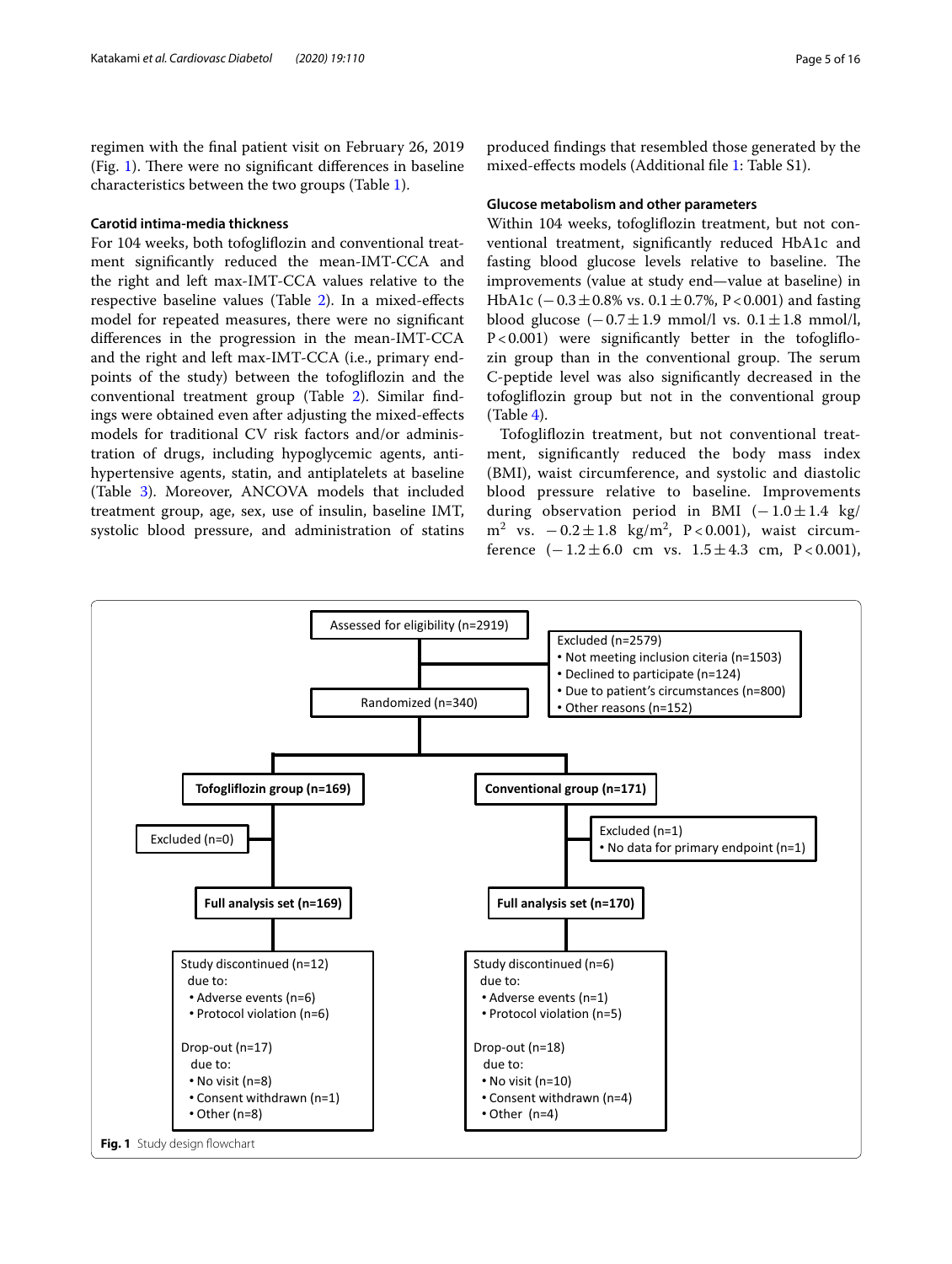regimen with the final patient visit on February 26, 2019 (Fig. 1). There were no significant differences in baseline characteristics between the two groups (Table 1).

### Carotid intima-media thickness

For 104 weeks, both tofogliflozin and conventional treatment significantly reduced the mean-IMT-CCA and the right and left max-IMT-CCA values relative to the respective baseline values (Table 2). In a mixed-effects model for repeated measures, there were no significant differences in the progression in the mean-IMT-CCA and the right and left max-IMT-CCA (i.e., primary endpoints of the study) between the tofogliflozin and the conventional treatment group (Table 2). Similar findings were obtained even after adjusting the mixed-effects models for traditional CV risk factors and/or administration of drugs, including hypoglycemic agents, antihypertensive agents, statin, and antiplatelets at baseline (Table 3). Moreover, ANCOVA models that included treatment group, age, sex, use of insulin, baseline IMT, systolic blood pressure, and administration of statins produced findings that resembled those generated by the mixed-effects models (Additional file 1: Table S1).

### Glucose metabolism and other parameters

Within 104 weeks, tofogliflozin treatment, but not conventional treatment, significantly reduced HbA1c and fasting blood glucose levels relative to baseline. The improvements (value at study end—value at baseline) in HbA1c (−0.3 ± 0.8% vs. 0.1 ± 0.7%, $P < 0.001$) and fasting blood glucose (−0.7 ± 1.9 mmol/l vs. 0.1 ± 1.8 mmol/l, $P < 0.001$) were significantly better in the tofogliflozin group than in the conventional group. The serum C-peptide level was also significantly decreased in the tofogliflozin group but not in the conventional group (Table 4).

Tofogliflozin treatment, but not conventional treatment, significantly reduced the body mass index (BMI), waist circumference, and systolic and diastolic blood pressure relative to baseline. Improvements during observation period in BMI (−1.0 ± 1.4 kg/m$^2$ vs. −0.2 ± 1.8 kg/m$^2$, $P < 0.001$), waist circumference (−1.2 ± 6.0 cm vs. 1.5 ± 4.3 cm, $P < 0.001$),

Assessed for eligibility (n=2919)

Excluded (n=2579)
- Not meeting inclusion citeria (n=1503)
- Declined to participate (n=124)
- Due to patient’s circumstances (n=800)
- Other reasons (n=152)

Randomized (n=340)

**Tofogliflozin group (n=169)**

Excluded (n=0)

**Full analysis set (n=169)**

Study discontinued (n=12) due to:
- Adverse events (n=6)
- Protocol violation (n=6)

Drop-out (n=17) due to:
- No visit (n=8)
- Consent withdrawn (n=1)
- Other (n=8)

**Conventional group (n=171)**

Excluded (n=1)
- No data for primary endpoint (n=1)

**Full analysis set (n=170)**

Study discontinued (n=6) due to:
- Adverse events (n=1)
- Protocol violation (n=5)

Drop-out (n=18) due to:
- No visit (n=10)
- Consent withdrawn (n=4)
- Other (n=4)

**Fig. 1** Study design flowchart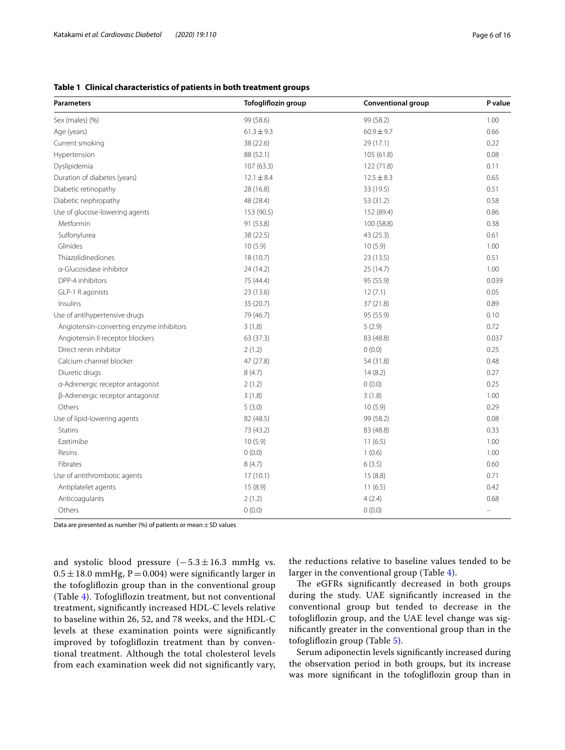**Table 1 Clinical characteristics of patients in both treatment groups**

| Parameters | Tofogliflozin group | Conventional group | P value |
|---|---|---|---|
| Sex (males) (%) | 99 (58.6) | 99 (58.2) | 1.00 |
| Age (years) | 61.3 ± 9.3 | 60.9 ± 9.7 | 0.66 |
| Current smoking | 38 (22.6) | 29 (17.1) | 0.22 |
| Hypertension | 88 (52.1) | 105 (61.8) | 0.08 |
| Dyslipidemia | 107 (63.3) | 122 (71.8) | 0.11 |
| Duration of diabetes (years) | 12.1 ± 8.4 | 12.5 ± 8.3 | 0.65 |
| Diabetic retinopathy | 28 (16.8) | 33 (19.5) | 0.51 |
| Diabetic nephropathy | 48 (28.4) | 53 (31.2) | 0.58 |
| Use of glucose-lowering agents | 153 (90.5) | 152 (89.4) | 0.86 |
| Metformin | 91 (53.8) | 100 (58.8) | 0.38 |
| Sulfonylurea | 38 (22.5) | 43 (25.3) | 0.61 |
| Glinides | 10 (5.9) | 10 (5.9) | 1.00 |
| Thiazolidinediones | 18 (10.7) | 23 (13.5) | 0.51 |
| α-Glucosidase inhibitor | 24 (14.2) | 25 (14.7) | 1.00 |
| DPP-4 inhibitors | 75 (44.4) | 95 (55.9) | 0.039 |
| GLP-1 R agonists | 23 (13.6) | 12 (7.1) | 0.05 |
| Insulins | 35 (20.7) | 37 (21.8) | 0.89 |
| Use of antihypertensive drugs | 79 (46.7) | 95 (55.9) | 0.10 |
| Angiotensin-converting enzyme inhibitors | 3 (1.8) | 5 (2.9) | 0.72 |
| Angiotensin II receptor blockers | 63 (37.3) | 83 (48.8) | 0.037 |
| Direct renin inhibitor | 2 (1.2) | 0 (0.0) | 0.25 |
| Calcium channel blocker | 47 (27.8) | 54 (31.8) | 0.48 |
| Diuretic drugs | 8 (4.7) | 14 (8.2) | 0.27 |
| α-Adrenergic receptor antagonist | 2 (1.2) | 0 (0.0) | 0.25 |
| β-Adrenergic receptor antagonist | 3 (1.8) | 3 (1.8) | 1.00 |
| Others | 5 (3.0) | 10 (5.9) | 0.29 |
| Use of lipid-lowering agents | 82 (48.5) | 99 (58.2) | 0.08 |
| Statins | 73 (43.2) | 83 (48.8) | 0.33 |
| Ezetimibe | 10 (5.9) | 11 (6.5) | 1.00 |
| Resins | 0 (0.0) | 1 (0.6) | 1.00 |
| Fibrates | 8 (4.7) | 6 (3.5) | 0.60 |
| Use of antithrombotic agents | 17 (10.1) | 15 (8.8) | 0.71 |
| Antiplatelet agents | 15 (8.9) | 11 (6.5) | 0.42 |
| Anticoagulants | 2 (1.2) | 4 (2.4) | 0.68 |
| Others | 0 (0.0) | 0 (0.0) | – |

Data are presented as number (%) of patients or mean ± SD values

and systolic blood pressure (−5.3 ± 16.3 mmHg vs. 0.5 ± 18.0 mmHg, P = 0.004) were significantly larger in the tofogliflozin group than in the conventional group (Table 4). Tofogliflozin treatment, but not conventional treatment, significantly increased HDL-C levels relative to baseline within 26, 52, and 78 weeks, and the HDL-C levels at these examination points were significantly improved by tofogliflozin treatment than by conventional treatment. Although the total cholesterol levels from each examination week did not significantly vary, the reductions relative to baseline values tended to be larger in the conventional group (Table 4).

The eGFRs significantly decreased in both groups during the study. UAE significantly increased in the conventional group but tended to decrease in the tofogliflozin group, and the UAE level change was significantly greater in the conventional group than in the tofogliflozin group (Table 5).

Serum adiponectin levels significantly increased during the observation period in both groups, but its increase was more significant in the tofogliflozin group than in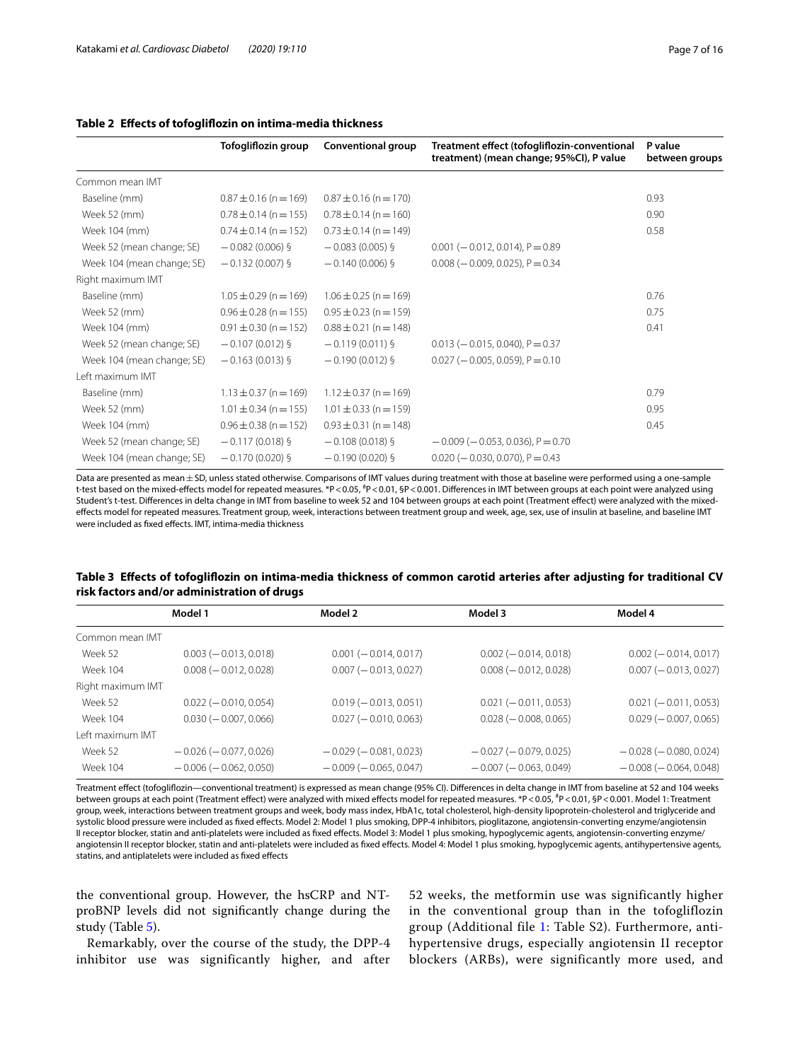**Table 2 Effects of tofogliflozin on intima-media thickness**

| | Tofogliflozin group | Conventional group | Treatment effect (tofogliflozin-conventional treatment) (mean change; 95%CI), P value | P value between groups |
|---|---|---|---|---|
| Common mean IMT | | | | |
| Baseline (mm) | 0.87 ± 0.16 (n = 169) | 0.87 ± 0.16 (n = 170) | | 0.93 |
| Week 52 (mm) | 0.78 ± 0.14 (n = 155) | 0.78 ± 0.14 (n = 160) | | 0.90 |
| Week 104 (mm) | 0.74 ± 0.14 (n = 152) | 0.73 ± 0.14 (n = 149) | | 0.58 |
| Week 52 (mean change; SE) | − 0.082 (0.006) § | − 0.083 (0.005) § | 0.001 (− 0.012, 0.014), P = 0.89 | |
| Week 104 (mean change; SE) | − 0.132 (0.007) § | − 0.140 (0.006) § | 0.008 (− 0.009, 0.025), P = 0.34 | |
| Right maximum IMT | | | | |
| Baseline (mm) | 1.05 ± 0.29 (n = 169) | 1.06 ± 0.25 (n = 169) | | 0.76 |
| Week 52 (mm) | 0.96 ± 0.28 (n = 155) | 0.95 ± 0.23 (n = 159) | | 0.75 |
| Week 104 (mm) | 0.91 ± 0.30 (n = 152) | 0.88 ± 0.21 (n = 148) | | 0.41 |
| Week 52 (mean change; SE) | − 0.107 (0.012) § | − 0.119 (0.011) § | 0.013 (− 0.015, 0.040), P = 0.37 | |
| Week 104 (mean change; SE) | − 0.163 (0.013) § | − 0.190 (0.012) § | 0.027 (− 0.005, 0.059), P = 0.10 | |
| Left maximum IMT | | | | |
| Baseline (mm) | 1.13 ± 0.37 (n = 169) | 1.12 ± 0.37 (n = 169) | | 0.79 |
| Week 52 (mm) | 1.01 ± 0.34 (n = 155) | 1.01 ± 0.33 (n = 159) | | 0.95 |
| Week 104 (mm) | 0.96 ± 0.38 (n = 152) | 0.93 ± 0.31 (n = 148) | | 0.45 |
| Week 52 (mean change; SE) | − 0.117 (0.018) § | − 0.108 (0.018) § | − 0.009 (− 0.053, 0.036), P = 0.70 | |
| Week 104 (mean change; SE) | − 0.170 (0.020) § | − 0.190 (0.020) § | 0.020 (− 0.030, 0.070), P = 0.43 | |

Data are presented as mean ± SD, unless stated otherwise. Comparisons of IMT values during treatment with those at baseline were performed using a one-sample t-test based on the mixed-effects model for repeated measures. *P < 0.05, #P < 0.01, §P < 0.001. Differences in IMT between groups at each point were analyzed using Student's t-test. Differences in delta change in IMT from baseline to week 52 and 104 between groups at each point (Treatment effect) were analyzed with the mixed-effects model for repeated measures. Treatment group, week, interactions between treatment group and week, age, sex, use of insulin at baseline, and baseline IMT were included as fixed effects. IMT, intima-media thickness

**Table 3 Effects of tofogliflozin on intima-media thickness of common carotid arteries after adjusting for traditional CV risk factors and/or administration of drugs**

| | Model 1 | Model 2 | Model 3 | Model 4 |
|---|---|---|---|---|
| Common mean IMT | | | | |
| Week 52 | 0.003 (− 0.013, 0.018) | 0.001 (− 0.014, 0.017) | 0.002 (− 0.014, 0.018) | 0.002 (− 0.014, 0.017) |
| Week 104 | 0.008 (− 0.012, 0.028) | 0.007 (− 0.013, 0.027) | 0.008 (− 0.012, 0.028) | 0.007 (− 0.013, 0.027) |
| Right maximum IMT | | | | |
| Week 52 | 0.022 (− 0.010, 0.054) | 0.019 (− 0.013, 0.051) | 0.021 (− 0.011, 0.053) | 0.021 (− 0.011, 0.053) |
| Week 104 | 0.030 (− 0.007, 0.066) | 0.027 (− 0.010, 0.063) | 0.028 (− 0.008, 0.065) | 0.029 (− 0.007, 0.065) |
| Left maximum IMT | | | | |
| Week 52 | − 0.026 (− 0.077, 0.026) | − 0.029 (− 0.081, 0.023) | − 0.027 (− 0.079, 0.025) | − 0.028 (− 0.080, 0.024) |
| Week 104 | − 0.006 (− 0.062, 0.050) | − 0.009 (− 0.065, 0.047) | − 0.007 (− 0.063, 0.049) | − 0.008 (− 0.064, 0.048) |

Treatment effect (tofogliflozin—conventional treatment) is expressed as mean change (95% CI). Differences in delta change in IMT from baseline at 52 and 104 weeks between groups at each point (Treatment effect) were analyzed with mixed effects model for repeated measures. *P < 0.05, #P < 0.01, §P < 0.001. Model 1: Treatment group, week, interactions between treatment groups and week, body mass index, HbA1c, total cholesterol, high-density lipoprotein-cholesterol and triglyceride and systolic blood pressure were included as fixed effects. Model 2: Model 1 plus smoking, DPP-4 inhibitors, pioglitazone, angiotensin-converting enzyme/angiotensin II receptor blocker, statin and anti-platelets were included as fixed effects. Model 3: Model 1 plus smoking, hypoglycemic agents, angiotensin-converting enzyme/angiotensin II receptor blocker, statin and anti-platelets were included as fixed effects. Model 4: Model 1 plus smoking, hypoglycemic agents, antihypertensive agents, statins, and antiplatelets were included as fixed effects

the conventional group. However, the hsCRP and NT-proBNP levels did not significantly change during the study (Table 5).

Remarkably, over the course of the study, the DPP-4 inhibitor use was significantly higher, and after 52 weeks, the metformin use was significantly higher in the conventional group than in the tofogliflozin group (Additional file 1: Table S2). Furthermore, antihypertensive drugs, especially angiotensin II receptor blockers (ARBs), were significantly more used, and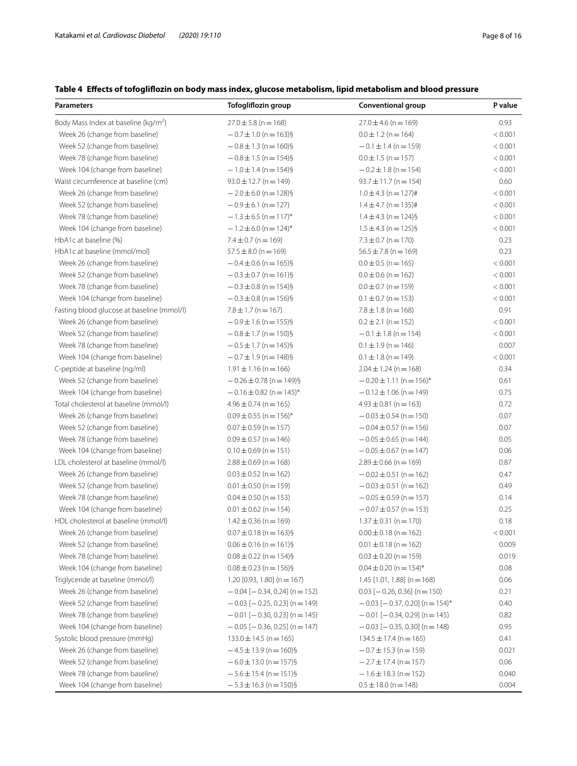**Table 4 Effects of tofogliflozin on body mass index, glucose metabolism, lipid metabolism and blood pressure**

| Parameters | Tofogliflozin group | Conventional group | P value |
|---|---|---|---|
| Body Mass Index at baseline (kg/m$^2$) | 27.0 ± 5.8 (n = 168) | 27.0 ± 4.6 (n = 169) | 0.93 |
| Week 26 (change from baseline) | − 0.7 ± 1.0 (n = 163)§ | 0.0 ± 1.2 (n = 164) | < 0.001 |
| Week 52 (change from baseline) | − 0.8 ± 1.3 (n = 160)§ | − 0.1 ± 1.4 (n = 159) | < 0.001 |
| Week 78 (change from baseline) | − 0.8 ± 1.5 (n = 154)§ | 0.0 ± 1.5 (n = 157) | < 0.001 |
| Week 104 (change from baseline) | − 1.0 ± 1.4 (n = 154)§ | − 0.2 ± 1.8 (n = 154) | < 0.001 |
| Waist circumference at baseline (cm) | 93.0 ± 12.7 (n = 149) | 93.7 ± 11.7 (n = 154) | 0.60 |
| Week 26 (change from baseline) | − 2.0 ± 6.0 (n = 128)§ | 1.0 ± 4.3 (n = 127)# | < 0.001 |
| Week 52 (change from baseline) | − 0.9 ± 6.1 (n = 127) | 1.4 ± 4.7 (n = 135)# | < 0.001 |
| Week 78 (change from baseline) | − 1.3 ± 6.5 (n = 117)* | 1.4 ± 4.3 (n = 124)§ | < 0.001 |
| Week 104 (change from baseline) | − 1.2 ± 6.0 (n = 124)* | 1.5 ± 4.3 (n = 125)§ | < 0.001 |
| HbA1c at baseline (%) | 7.4 ± 0.7 (n = 169) | 7.3 ± 0.7 (n = 170) | 0.23 |
| HbA1c at baseline (mmol/mol) | 57.5 ± 8.0 (n = 169) | 56.5 ± 7.8 (n = 169) | 0.23 |
| Week 26 (change from baseline) | − 0.4 ± 0.6 (n = 165)§ | 0.0 ± 0.5 (n = 165) | < 0.001 |
| Week 52 (change from baseline) | − 0.3 ± 0.7 (n = 161)§ | 0.0 ± 0.6 (n = 162) | < 0.001 |
| Week 78 (change from baseline) | − 0.3 ± 0.8 (n = 154)§ | 0.0 ± 0.7 (n = 159) | < 0.001 |
| Week 104 (change from baseline) | − 0.3 ± 0.8 (n = 156)§ | 0.1 ± 0.7 (n = 153) | < 0.001 |
| Fasting blood glucose at baseline (mmol/l) | 7.8 ± 1.7 (n = 167) | 7.8 ± 1.8 (n = 168) | 0.91 |
| Week 26 (change from baseline) | − 0.9 ± 1.6 (n = 155)§ | 0.2 ± 2.1 (n = 152) | < 0.001 |
| Week 52 (change from baseline) | − 0.8 ± 1.7 (n = 150)§ | − 0.1 ± 1.8 (n = 154) | < 0.001 |
| Week 78 (change from baseline) | − 0.5 ± 1.7 (n = 145)§ | 0.1 ± 1.9 (n = 146) | 0.007 |
| Week 104 (change from baseline) | − 0.7 ± 1.9 (n = 148)§ | 0.1 ± 1.8 (n = 149) | < 0.001 |
| C-peptide at baseline (ng/ml) | 1.91 ± 1.16 (n = 166) | 2.04 ± 1.24 (n = 168) | 0.34 |
| Week 52 (change from baseline) | − 0.26 ± 0.78 (n = 149)§ | − 0.20 ± 1.11 (n = 156)* | 0.61 |
| Week 104 (change from baseline) | − 0.16 ± 0.82 (n = 145)* | − 0.12 ± 1.06 (n = 149) | 0.75 |
| Total cholesterol at baseline (mmol/l) | 4.96 ± 0.74 (n = 165) | 4.93 ± 0.81 (n = 163) | 0.72 |
| Week 26 (change from baseline) | 0.09 ± 0.55 (n = 156)* | − 0.03 ± 0.54 (n = 150) | 0.07 |
| Week 52 (change from baseline) | 0.07 ± 0.59 (n = 157) | − 0.04 ± 0.57 (n = 156) | 0.07 |
| Week 78 (change from baseline) | 0.09 ± 0.57 (n = 146) | − 0.05 ± 0.65 (n = 144) | 0.05 |
| Week 104 (change from baseline) | 0.10 ± 0.69 (n = 151) | − 0.05 ± 0.67 (n = 147) | 0.06 |
| LDL cholesterol at baseline (mmol/l) | 2.88 ± 0.69 (n = 168) | 2.89 ± 0.66 (n = 169) | 0.87 |
| Week 26 (change from baseline) | 0.03 ± 0.52 (n = 162) | − 0.02 ± 0.51 (n = 162) | 0.47 |
| Week 52 (change from baseline) | 0.01 ± 0.50 (n = 159) | − 0.03 ± 0.51 (n = 162) | 0.49 |
| Week 78 (change from baseline) | 0.04 ± 0.50 (n = 153) | − 0.05 ± 0.59 (n = 157) | 0.14 |
| Week 104 (change from baseline) | 0.01 ± 0.62 (n = 154) | − 0.07 ± 0.57 (n = 153) | 0.25 |
| HDL cholesterol at baseline (mmol/l) | 1.42 ± 0.36 (n = 169) | 1.37 ± 0.31 (n = 170) | 0.18 |
| Week 26 (change from baseline) | 0.07 ± 0.18 (n = 163)§ | 0.00 ± 0.18 (n = 162) | < 0.001 |
| Week 52 (change from baseline) | 0.06 ± 0.16 (n = 161)§ | 0.01 ± 0.18 (n = 162) | 0.009 |
| Week 78 (change from baseline) | 0.08 ± 0.22 (n = 154)§ | 0.03 ± 0.20 (n = 159) | 0.019 |
| Week 104 (change from baseline) | 0.08 ± 0.23 (n = 156)§ | 0.04 ± 0.20 (n = 154)* | 0.08 |
| Triglyceride at baseline (mmol/l) | 1.20 [0.93, 1.80] (n = 167) | 1.45 [1.01, 1.88] (n = 168) | 0.06 |
| Week 26 (change from baseline) | − 0.04 [− 0.34, 0.24] (n = 152) | 0.03 [− 0.26, 0.36] (n = 150) | 0.21 |
| Week 52 (change from baseline) | − 0.03 [− 0.25, 0.23] (n = 149) | − 0.03 [− 0.37, 0.20] (n = 154)* | 0.40 |
| Week 78 (change from baseline) | − 0.01 [− 0.30, 0.23] (n = 145) | − 0.01 [− 0.34, 0.29] (n = 145) | 0.82 |
| Week 104 (change from baseline) | − 0.05 [− 0.36, 0.25] (n = 147) | − 0.03 [− 0.35, 0.30] (n = 148) | 0.95 |
| Systolic blood pressure (mmHg) | 133.0 ± 14.5 (n = 165) | 134.5 ± 17.4 (n = 165) | 0.41 |
| Week 26 (change from baseline) | − 4.5 ± 13.9 (n = 160)§ | − 0.7 ± 15.3 (n = 159) | 0.021 |
| Week 52 (change from baseline) | − 6.0 ± 13.0 (n = 157)§ | − 2.7 ± 17.4 (n = 157) | 0.06 |
| Week 78 (change from baseline) | − 5.6 ± 15.4 (n = 151)§ | − 1.6 ± 18.3 (n = 152) | 0.040 |
| Week 104 (change from baseline) | − 5.3 ± 16.3 (n = 150)§ | 0.5 ± 18.0 (n = 148) | 0.004 |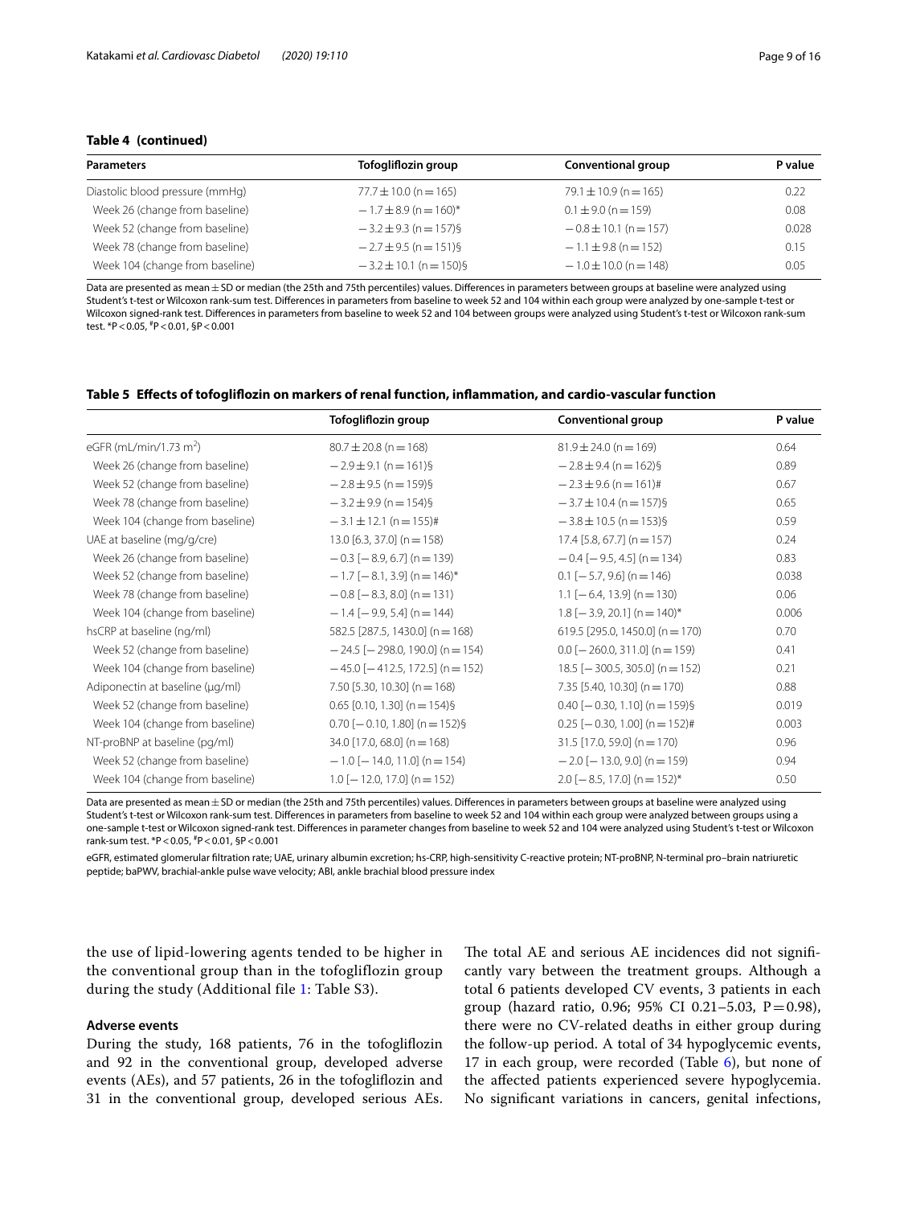**Table 4 (continued)**

| Parameters | Tofogliflozin group | Conventional group | P value |
|---|---|---|---|
| Diastolic blood pressure (mmHg) | 77.7 ± 10.0 (n = 165) | 79.1 ± 10.9 (n = 165) | 0.22 |
| Week 26 (change from baseline) | − 1.7 ± 8.9 (n = 160)* | 0.1 ± 9.0 (n = 159) | 0.08 |
| Week 52 (change from baseline) | − 3.2 ± 9.3 (n = 157)§ | − 0.8 ± 10.1 (n = 157) | 0.028 |
| Week 78 (change from baseline) | − 2.7 ± 9.5 (n = 151)§ | − 1.1 ± 9.8 (n = 152) | 0.15 |
| Week 104 (change from baseline) | − 3.2 ± 10.1 (n = 150)§ | − 1.0 ± 10.0 (n = 148) | 0.05 |

Data are presented as mean ± SD or median (the 25th and 75th percentiles) values. Differences in parameters between groups at baseline were analyzed using Student's t-test or Wilcoxon rank-sum test. Differences in parameters from baseline to week 52 and 104 within each group were analyzed by one-sample t-test or Wilcoxon signed-rank test. Differences in parameters from baseline to week 52 and 104 between groups were analyzed using Student's t-test or Wilcoxon rank-sum test. *P < 0.05, #P < 0.01, §P < 0.001

**Table 5 Effects of tofogliflozin on markers of renal function, inflammation, and cardio-vascular function**

| | Tofogliflozin group | Conventional group | P value |
|---|---|---|---|
| eGFR (mL/min/1.73 $m^2$) | 80.7 ± 20.8 (n = 168) | 81.9 ± 24.0 (n = 169) | 0.64 |
| Week 26 (change from baseline) | − 2.9 ± 9.1 (n = 161)§ | − 2.8 ± 9.4 (n = 162)§ | 0.89 |
| Week 52 (change from baseline) | − 2.8 ± 9.5 (n = 159)§ | − 2.3 ± 9.6 (n = 161)# | 0.67 |
| Week 78 (change from baseline) | − 3.2 ± 9.9 (n = 154)§ | − 3.7 ± 10.4 (n = 157)§ | 0.65 |
| Week 104 (change from baseline) | − 3.1 ± 12.1 (n = 155)# | − 3.8 ± 10.5 (n = 153)§ | 0.59 |
| UAE at baseline (mg/g/cre) | 13.0 [6.3, 37.0] (n = 158) | 17.4 [5.8, 67.7] (n = 157) | 0.24 |
| Week 26 (change from baseline) | − 0.3 [− 8.9, 6.7] (n = 139) | − 0.4 [− 9.5, 4.5] (n = 134) | 0.83 |
| Week 52 (change from baseline) | − 1.7 [− 8.1, 3.9] (n = 146)* | 0.1 [− 5.7, 9.6] (n = 146) | 0.038 |
| Week 78 (change from baseline) | − 0.8 [− 8.3, 8.0] (n = 131) | 1.1 [− 6.4, 13.9] (n = 130) | 0.06 |
| Week 104 (change from baseline) | − 1.4 [− 9.9, 5.4] (n = 144) | 1.8 [− 3.9, 20.1] (n = 140)* | 0.006 |
| hsCRP at baseline (ng/ml) | 582.5 [287.5, 1430.0] (n = 168) | 619.5 [295.0, 1450.0] (n = 170) | 0.70 |
| Week 52 (change from baseline) | − 24.5 [− 298.0, 190.0] (n = 154) | 0.0 [− 260.0, 311.0] (n = 159) | 0.41 |
| Week 104 (change from baseline) | − 45.0 [− 412.5, 172.5] (n = 152) | 18.5 [− 300.5, 305.0] (n = 152) | 0.21 |
| Adiponectin at baseline (μg/ml) | 7.50 [5.30, 10.30] (n = 168) | 7.35 [5.40, 10.30] (n = 170) | 0.88 |
| Week 52 (change from baseline) | 0.65 [0.10, 1.30] (n = 154)§ | 0.40 [− 0.30, 1.10] (n = 159)§ | 0.019 |
| Week 104 (change from baseline) | 0.70 [− 0.10, 1.80] (n = 152)§ | 0.25 [− 0.30, 1.00] (n = 152)# | 0.003 |
| NT-proBNP at baseline (pg/ml) | 34.0 [17.0, 68.0] (n = 168) | 31.5 [17.0, 59.0] (n = 170) | 0.96 |
| Week 52 (change from baseline) | − 1.0 [− 14.0, 11.0] (n = 154) | − 2.0 [− 13.0, 9.0] (n = 159) | 0.94 |
| Week 104 (change from baseline) | 1.0 [− 12.0, 17.0] (n = 152) | 2.0 [− 8.5, 17.0] (n = 152)* | 0.50 |

Data are presented as mean ± SD or median (the 25th and 75th percentiles) values. Differences in parameters between groups at baseline were analyzed using Student's t-test or Wilcoxon rank-sum test. Differences in parameters from baseline to week 52 and 104 within each group were analyzed between groups using a one-sample t-test or Wilcoxon signed-rank test. Differences in parameter changes from baseline to week 52 and 104 were analyzed using Student's t-test or Wilcoxon rank-sum test. *P < 0.05, #P < 0.01, §P < 0.001

eGFR, estimated glomerular filtration rate; UAE, urinary albumin excretion; hs-CRP, high-sensitivity C-reactive protein; NT-proBNP, N-terminal pro–brain natriuretic peptide; baPWV, brachial-ankle pulse wave velocity; ABI, ankle brachial blood pressure index

the use of lipid-lowering agents tended to be higher in the conventional group than in the tofogliflozin group during the study (Additional file 1: Table S3).

### Adverse events

During the study, 168 patients, 76 in the tofogliflozin and 92 in the conventional group, developed adverse events (AEs), and 57 patients, 26 in the tofogliflozin and 31 in the conventional group, developed serious AEs. The total AE and serious AE incidences did not significantly vary between the treatment groups. Although a total 6 patients developed CV events, 3 patients in each group (hazard ratio, 0.96; 95% CI 0.21–5.03, P = 0.98), there were no CV-related deaths in either group during the follow-up period. A total of 34 hypoglycemic events, 17 in each group, were recorded (Table 6), but none of the affected patients experienced severe hypoglycemia. No significant variations in cancers, genital infections,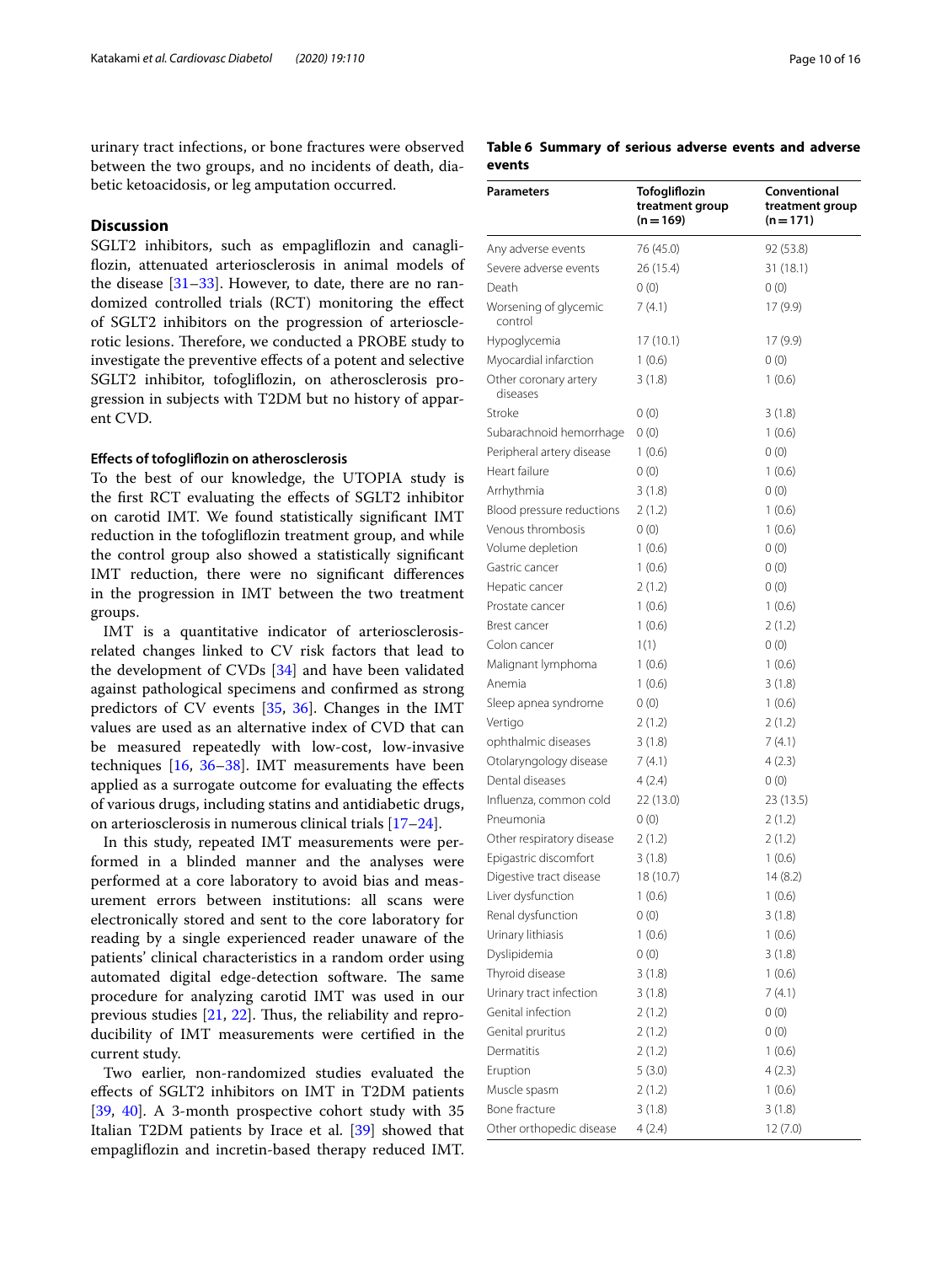urinary tract infections, or bone fractures were observed between the two groups, and no incidents of death, diabetic ketoacidosis, or leg amputation occurred.

## Discussion

SGLT2 inhibitors, such as empagliflozin and canagliflozin, attenuated arteriosclerosis in animal models of the disease [31–33]. However, to date, there are no randomized controlled trials (RCT) monitoring the effect of SGLT2 inhibitors on the progression of arteriosclerotic lesions. Therefore, we conducted a PROBE study to investigate the preventive effects of a potent and selective SGLT2 inhibitor, tofogliflozin, on atherosclerosis progression in subjects with T2DM but no history of apparent CVD.

### Effects of tofogliflozin on atherosclerosis

To the best of our knowledge, the UTOPIA study is the first RCT evaluating the effects of SGLT2 inhibitor on carotid IMT. We found statistically significant IMT reduction in the tofogliflozin treatment group, and while the control group also showed a statistically significant IMT reduction, there were no significant differences in the progression in IMT between the two treatment groups.

IMT is a quantitative indicator of arteriosclerosis-related changes linked to CV risk factors that lead to the development of CVDs [34] and have been validated against pathological specimens and confirmed as strong predictors of CV events [35, 36]. Changes in the IMT values are used as an alternative index of CVD that can be measured repeatedly with low-cost, low-invasive techniques [16, 36–38]. IMT measurements have been applied as a surrogate outcome for evaluating the effects of various drugs, including statins and antidiabetic drugs, on arteriosclerosis in numerous clinical trials [17–24].

In this study, repeated IMT measurements were performed in a blinded manner and the analyses were performed at a core laboratory to avoid bias and measurement errors between institutions: all scans were electronically stored and sent to the core laboratory for reading by a single experienced reader unaware of the patients' clinical characteristics in a random order using automated digital edge-detection software. The same procedure for analyzing carotid IMT was used in our previous studies [21, 22]. Thus, the reliability and reproducibility of IMT measurements were certified in the current study.

Two earlier, non-randomized studies evaluated the effects of SGLT2 inhibitors on IMT in T2DM patients [39, 40]. A 3-month prospective cohort study with 35 Italian T2DM patients by Irace et al. [39] showed that empagliflozin and incretin-based therapy reduced IMT.

**Table 6 Summary of serious adverse events and adverse events**

| Parameters | Tofogliflozin treatment group (n = 169) | Conventional treatment group (n = 171) |
|---|---|---|
| Any adverse events | 76 (45.0) | 92 (53.8) |
| Severe adverse events | 26 (15.4) | 31 (18.1) |
| Death | 0 (0) | 0 (0) |
| Worsening of glycemic control | 7 (4.1) | 17 (9.9) |
| Hypoglycemia | 17 (10.1) | 17 (9.9) |
| Myocardial infarction | 1 (0.6) | 0 (0) |
| Other coronary artery diseases | 3 (1.8) | 1 (0.6) |
| Stroke | 0 (0) | 3 (1.8) |
| Subarachnoid hemorrhage | 0 (0) | 1 (0.6) |
| Peripheral artery disease | 1 (0.6) | 0 (0) |
| Heart failure | 0 (0) | 1 (0.6) |
| Arrhythmia | 3 (1.8) | 0 (0) |
| Blood pressure reductions | 2 (1.2) | 1 (0.6) |
| Venous thrombosis | 0 (0) | 1 (0.6) |
| Volume depletion | 1 (0.6) | 0 (0) |
| Gastric cancer | 1 (0.6) | 0 (0) |
| Hepatic cancer | 2 (1.2) | 0 (0) |
| Prostate cancer | 1 (0.6) | 1 (0.6) |
| Brest cancer | 1 (0.6) | 2 (1.2) |
| Colon cancer | 1(1) | 0 (0) |
| Malignant lymphoma | 1 (0.6) | 1 (0.6) |
| Anemia | 1 (0.6) | 3 (1.8) |
| Sleep apnea syndrome | 0 (0) | 1 (0.6) |
| Vertigo | 2 (1.2) | 2 (1.2) |
| ophthalmic diseases | 3 (1.8) | 7 (4.1) |
| Otolaryngology disease | 7 (4.1) | 4 (2.3) |
| Dental diseases | 4 (2.4) | 0 (0) |
| Influenza, common cold | 22 (13.0) | 23 (13.5) |
| Pneumonia | 0 (0) | 2 (1.2) |
| Other respiratory disease | 2 (1.2) | 2 (1.2) |
| Epigastric discomfort | 3 (1.8) | 1 (0.6) |
| Digestive tract disease | 18 (10.7) | 14 (8.2) |
| Liver dysfunction | 1 (0.6) | 1 (0.6) |
| Renal dysfunction | 0 (0) | 3 (1.8) |
| Urinary lithiasis | 1 (0.6) | 1 (0.6) |
| Dyslipidemia | 0 (0) | 3 (1.8) |
| Thyroid disease | 3 (1.8) | 1 (0.6) |
| Urinary tract infection | 3 (1.8) | 7 (4.1) |
| Genital infection | 2 (1.2) | 0 (0) |
| Genital pruritus | 2 (1.2) | 0 (0) |
| Dermatitis | 2 (1.2) | 1 (0.6) |
| Eruption | 5 (3.0) | 4 (2.3) |
| Muscle spasm | 2 (1.2) | 1 (0.6) |
| Bone fracture | 3 (1.8) | 3 (1.8) |
| Other orthopedic disease | 4 (2.4) | 12 (7.0) |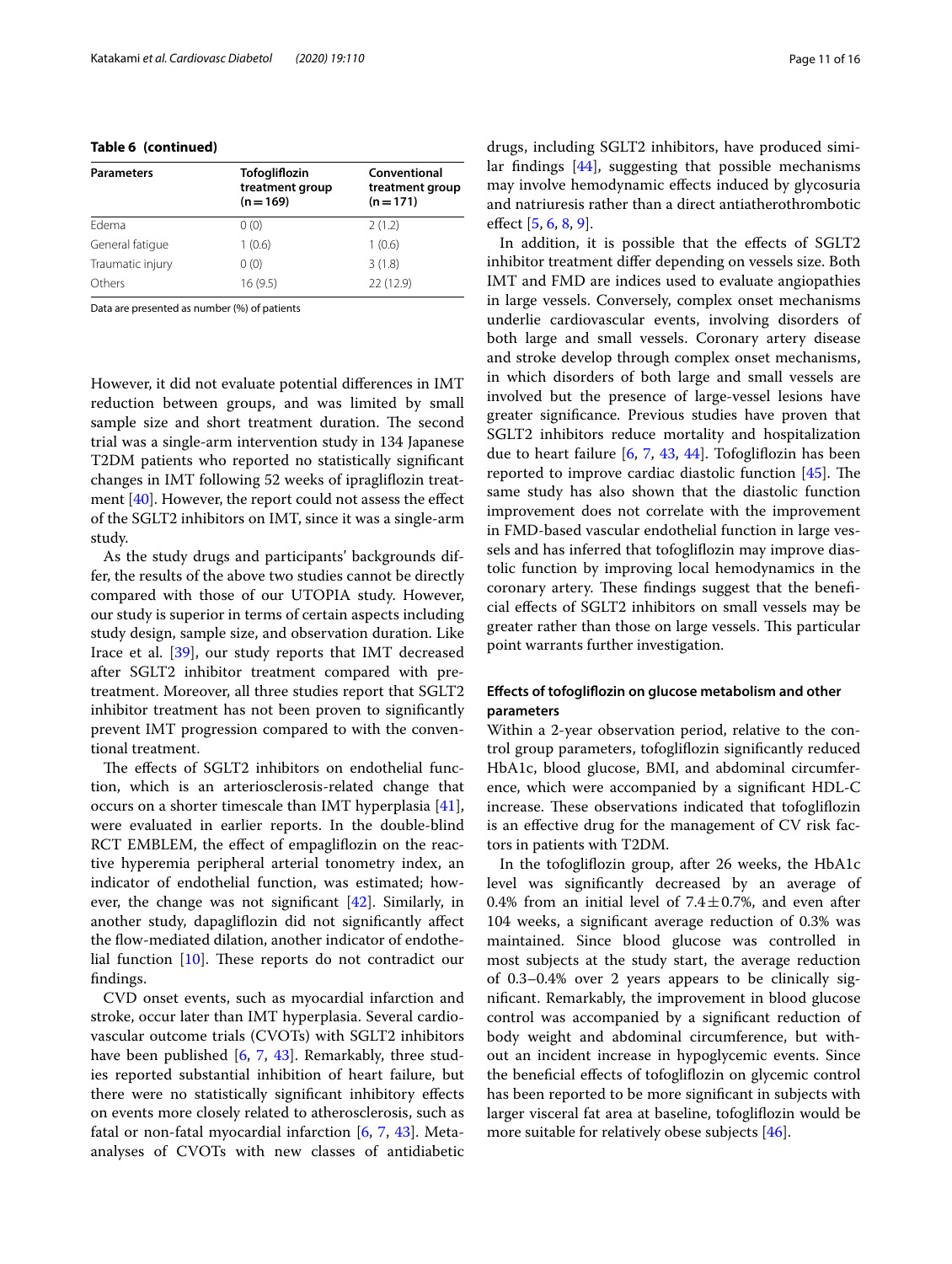**Table 6 (continued)**

| Parameters | Tofogliflozin treatment group (n = 169) | Conventional treatment group (n = 171) |
|---|---|---|
| Edema | 0 (0) | 2 (1.2) |
| General fatigue | 1 (0.6) | 1 (0.6) |
| Traumatic injury | 0 (0) | 3 (1.8) |
| Others | 16 (9.5) | 22 (12.9) |

Data are presented as number (%) of patients

However, it did not evaluate potential differences in IMT reduction between groups, and was limited by small sample size and short treatment duration. The second trial was a single-arm intervention study in 134 Japanese T2DM patients who reported no statistically significant changes in IMT following 52 weeks of ipragliflozin treatment [40]. However, the report could not assess the effect of the SGLT2 inhibitors on IMT, since it was a single-arm study.

As the study drugs and participants' backgrounds differ, the results of the above two studies cannot be directly compared with those of our UTOPIA study. However, our study is superior in terms of certain aspects including study design, sample size, and observation duration. Like Irace et al. [39], our study reports that IMT decreased after SGLT2 inhibitor treatment compared with pre-treatment. Moreover, all three studies report that SGLT2 inhibitor treatment has not been proven to significantly prevent IMT progression compared to with the conventional treatment.

The effects of SGLT2 inhibitors on endothelial function, which is an arteriosclerosis-related change that occurs on a shorter timescale than IMT hyperplasia [41], were evaluated in earlier reports. In the double-blind RCT EMBLEM, the effect of empagliflozin on the reactive hyperemia peripheral arterial tonometry index, an indicator of endothelial function, was estimated; however, the change was not significant [42]. Similarly, in another study, dapagliflozin did not significantly affect the flow-mediated dilation, another indicator of endothelial function [10]. These reports do not contradict our findings.

CVD onset events, such as myocardial infarction and stroke, occur later than IMT hyperplasia. Several cardiovascular outcome trials (CVOTs) with SGLT2 inhibitors have been published [6, 7, 43]. Remarkably, three studies reported substantial inhibition of heart failure, but there were no statistically significant inhibitory effects on events more closely related to atherosclerosis, such as fatal or non-fatal myocardial infarction [6, 7, 43]. Meta-analyses of CVOTs with new classes of antidiabetic drugs, including SGLT2 inhibitors, have produced similar findings [44], suggesting that possible mechanisms may involve hemodynamic effects induced by glycosuria and natriuresis rather than a direct antiatherothrombotic effect [5, 6, 8, 9].

In addition, it is possible that the effects of SGLT2 inhibitor treatment differ depending on vessels size. Both IMT and FMD are indices used to evaluate angiopathies in large vessels. Conversely, complex onset mechanisms underlie cardiovascular events, involving disorders of both large and small vessels. Coronary artery disease and stroke develop through complex onset mechanisms, in which disorders of both large and small vessels are involved but the presence of large-vessel lesions have greater significance. Previous studies have proven that SGLT2 inhibitors reduce mortality and hospitalization due to heart failure [6, 7, 43, 44]. Tofogliflozin has been reported to improve cardiac diastolic function [45]. The same study has also shown that the diastolic function improvement does not correlate with the improvement in FMD-based vascular endothelial function in large vessels and has inferred that tofogliflozin may improve diastolic function by improving local hemodynamics in the coronary artery. These findings suggest that the beneficial effects of SGLT2 inhibitors on small vessels may be greater rather than those on large vessels. This particular point warrants further investigation.

### Effects of tofogliflozin on glucose metabolism and other parameters

Within a 2-year observation period, relative to the control group parameters, tofogliflozin significantly reduced HbA1c, blood glucose, BMI, and abdominal circumference, which were accompanied by a significant HDL-C increase. These observations indicated that tofogliflozin is an effective drug for the management of CV risk factors in patients with T2DM.

In the tofogliflozin group, after 26 weeks, the HbA1c level was significantly decreased by an average of 0.4% from an initial level of $7.4 \pm 0.7\%$, and even after 104 weeks, a significant average reduction of 0.3% was maintained. Since blood glucose was controlled in most subjects at the study start, the average reduction of 0.3–0.4% over 2 years appears to be clinically significant. Remarkably, the improvement in blood glucose control was accompanied by a significant reduction of body weight and abdominal circumference, but without an incident increase in hypoglycemic events. Since the beneficial effects of tofogliflozin on glycemic control has been reported to be more significant in subjects with larger visceral fat area at baseline, tofogliflozin would be more suitable for relatively obese subjects [46].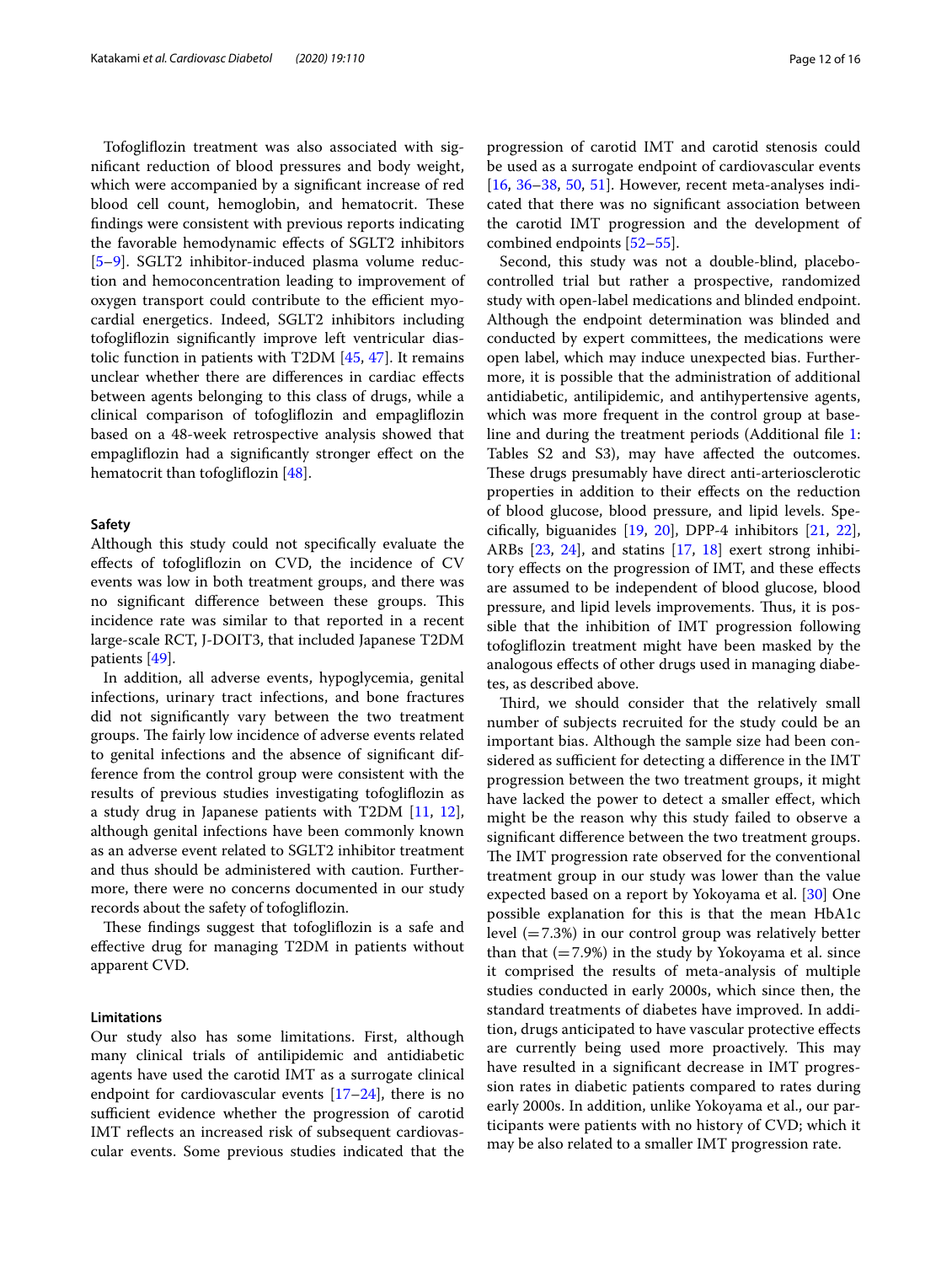Tofogliflozin treatment was also associated with significant reduction of blood pressures and body weight, which were accompanied by a significant increase of red blood cell count, hemoglobin, and hematocrit. These findings were consistent with previous reports indicating the favorable hemodynamic effects of SGLT2 inhibitors [5–9]. SGLT2 inhibitor-induced plasma volume reduction and hemoconcentration leading to improvement of oxygen transport could contribute to the efficient myocardial energetics. Indeed, SGLT2 inhibitors including tofogliflozin significantly improve left ventricular diastolic function in patients with T2DM [45, 47]. It remains unclear whether there are differences in cardiac effects between agents belonging to this class of drugs, while a clinical comparison of tofogliflozin and empagliflozin based on a 48-week retrospective analysis showed that empagliflozin had a significantly stronger effect on the hematocrit than tofogliflozin [48].

### Safety

Although this study could not specifically evaluate the effects of tofogliflozin on CVD, the incidence of CV events was low in both treatment groups, and there was no significant difference between these groups. This incidence rate was similar to that reported in a recent large-scale RCT, J-DOIT3, that included Japanese T2DM patients [49].

In addition, all adverse events, hypoglycemia, genital infections, urinary tract infections, and bone fractures did not significantly vary between the two treatment groups. The fairly low incidence of adverse events related to genital infections and the absence of significant difference from the control group were consistent with the results of previous studies investigating tofogliflozin as a study drug in Japanese patients with T2DM [11, 12], although genital infections have been commonly known as an adverse event related to SGLT2 inhibitor treatment and thus should be administered with caution. Furthermore, there were no concerns documented in our study records about the safety of tofogliflozin.

These findings suggest that tofogliflozin is a safe and effective drug for managing T2DM in patients without apparent CVD.

### Limitations

Our study also has some limitations. First, although many clinical trials of antilipidemic and antidiabetic agents have used the carotid IMT as a surrogate clinical endpoint for cardiovascular events [17–24], there is no sufficient evidence whether the progression of carotid IMT reflects an increased risk of subsequent cardiovascular events. Some previous studies indicated that the progression of carotid IMT and carotid stenosis could be used as a surrogate endpoint of cardiovascular events [16, 36–38, 50, 51]. However, recent meta-analyses indicated that there was no significant association between the carotid IMT progression and the development of combined endpoints [52–55].

Second, this study was not a double-blind, placebo-controlled trial but rather a prospective, randomized study with open-label medications and blinded endpoint. Although the endpoint determination was blinded and conducted by expert committees, the medications were open label, which may induce unexpected bias. Furthermore, it is possible that the administration of additional antidiabetic, antilipidemic, and antihypertensive agents, which was more frequent in the control group at baseline and during the treatment periods (Additional file 1: Tables S2 and S3), may have affected the outcomes. These drugs presumably have direct anti-arteriosclerotic properties in addition to their effects on the reduction of blood glucose, blood pressure, and lipid levels. Specifically, biguanides [19, 20], DPP-4 inhibitors [21, 22], ARBs [23, 24], and statins [17, 18] exert strong inhibitory effects on the progression of IMT, and these effects are assumed to be independent of blood glucose, blood pressure, and lipid levels improvements. Thus, it is possible that the inhibition of IMT progression following tofogliflozin treatment might have been masked by the analogous effects of other drugs used in managing diabetes, as described above.

Third, we should consider that the relatively small number of subjects recruited for the study could be an important bias. Although the sample size had been considered as sufficient for detecting a difference in the IMT progression between the two treatment groups, it might have lacked the power to detect a smaller effect, which might be the reason why this study failed to observe a significant difference between the two treatment groups. The IMT progression rate observed for the conventional treatment group in our study was lower than the value expected based on a report by Yokoyama et al. [30] One possible explanation for this is that the mean HbA1c level (=7.3%) in our control group was relatively better than that (=7.9%) in the study by Yokoyama et al. since it comprised the results of meta-analysis of multiple studies conducted in early 2000s, which since then, the standard treatments of diabetes have improved. In addition, drugs anticipated to have vascular protective effects are currently being used more proactively. This may have resulted in a significant decrease in IMT progression rates in diabetic patients compared to rates during early 2000s. In addition, unlike Yokoyama et al., our participants were patients with no history of CVD; which it may be also related to a smaller IMT progression rate.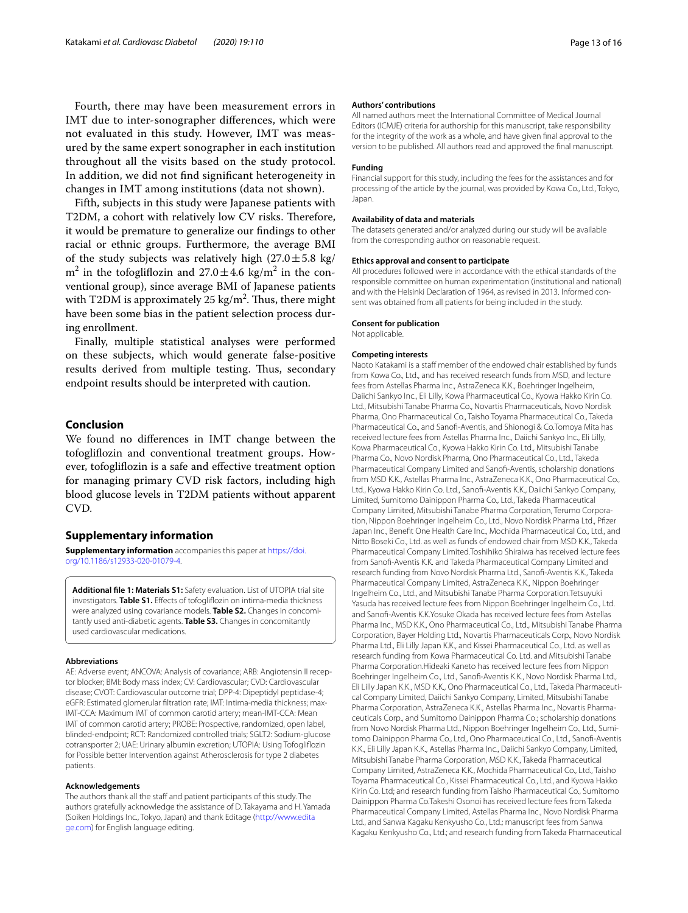Fourth, there may have been measurement errors in IMT due to inter-sonographer differences, which were not evaluated in this study. However, IMT was measured by the same expert sonographer in each institution throughout all the visits based on the study protocol. In addition, we did not find significant heterogeneity in changes in IMT among institutions (data not shown).

Fifth, subjects in this study were Japanese patients with T2DM, a cohort with relatively low CV risks. Therefore, it would be premature to generalize our findings to other racial or ethnic groups. Furthermore, the average BMI of the study subjects was relatively high ($27.0 \pm 5.8$ kg/m$^2$ in the tofogliflozin and $27.0 \pm 4.6$ kg/m$^2$ in the conventional group), since average BMI of Japanese patients with T2DM is approximately 25 kg/m$^2$. Thus, there might have been some bias in the patient selection process during enrollment.

Finally, multiple statistical analyses were performed on these subjects, which would generate false-positive results derived from multiple testing. Thus, secondary endpoint results should be interpreted with caution.

## Conclusion

We found no differences in IMT change between the tofogliflozin and conventional treatment groups. However, tofogliflozin is a safe and effective treatment option for managing primary CVD risk factors, including high blood glucose levels in T2DM patients without apparent CVD.

## Supplementary information

**Supplementary information** accompanies this paper at https://doi.org/10.1186/s12933-020-01079-4.

**Additional file 1: Materials S1:** Safety evaluation. List of UTOPIA trial site investigators. **Table S1.** Effects of tofogliflozin on intima-media thickness were analyzed using covariance models. **Table S2.** Changes in concomitantly used anti-diabetic agents. **Table S3.** Changes in concomitantly used cardiovascular medications.

#### Abbreviations

AE: Adverse event; ANCOVA: Analysis of covariance; ARB: Angiotensin II receptor blocker; BMI: Body mass index; CV: Cardiovascular; CVD: Cardiovascular disease; CVOT: Cardiovascular outcome trial; DPP-4: Dipeptidyl peptidase-4; eGFR: Estimated glomerular filtration rate; IMT: Intima-media thickness; max-IMT-CCA: Maximum IMT of common carotid artery; mean-IMT-CCA: Mean IMT of common carotid artery; PROBE: Prospective, randomized, open label, blinded-endpoint; RCT: Randomized controlled trials; SGLT2: Sodium-glucose cotransporter 2; UAE: Urinary albumin excretion; UTOPIA: Using Tofogliflozin for Possible better Intervention against Atherosclerosis for type 2 diabetes patients.

#### Acknowledgements

The authors thank all the staff and patient participants of this study. The authors gratefully acknowledge the assistance of D. Takayama and H. Yamada (Soiken Holdings Inc., Tokyo, Japan) and thank Editage (http://www.editage.com) for English language editing.

#### Authors' contributions

All named authors meet the International Committee of Medical Journal Editors (ICMJE) criteria for authorship for this manuscript, take responsibility for the integrity of the work as a whole, and have given final approval to the version to be published. All authors read and approved the final manuscript.

#### Funding

Financial support for this study, including the fees for the assistances and for processing of the article by the journal, was provided by Kowa Co., Ltd., Tokyo, Japan.

#### Availability of data and materials

The datasets generated and/or analyzed during our study will be available from the corresponding author on reasonable request.

#### Ethics approval and consent to participate

All procedures followed were in accordance with the ethical standards of the responsible committee on human experimentation (institutional and national) and with the Helsinki Declaration of 1964, as revised in 2013. Informed consent was obtained from all patients for being included in the study.

#### Consent for publication

Not applicable.

#### Competing interests

Naoto Katakami is a staff member of the endowed chair established by funds from Kowa Co., Ltd., and has received research funds from MSD, and lecture fees from Astellas Pharma Inc., AstraZeneca K.K., Boehringer Ingelheim, Daiichi Sankyo Inc., Eli Lilly, Kowa Pharmaceutical Co., Kyowa Hakko Kirin Co. Ltd., Mitsubishi Tanabe Pharma Co., Novartis Pharmaceuticals, Novo Nordisk Pharma, Ono Pharmaceutical Co., Taisho Toyama Pharmaceutical Co., Takeda Pharmaceutical Co., and Sanofi-Aventis, and Shionogi & Co.Tomoya Mita has received lecture fees from Astellas Pharma Inc., Daiichi Sankyo Inc., Eli Lilly, Kowa Pharmaceutical Co., Kyowa Hakko Kirin Co. Ltd., Mitsubishi Tanabe Pharma Co., Novo Nordisk Pharma, Ono Pharmaceutical Co., Ltd., Takeda Pharmaceutical Company Limited and Sanofi-Aventis, scholarship donations from MSD K.K., Astellas Pharma Inc., AstraZeneca K.K., Ono Pharmaceutical Co., Ltd., Kyowa Hakko Kirin Co. Ltd., Sanofi-Aventis K.K., Daiichi Sankyo Company, Limited, Sumitomo Dainippon Pharma Co., Ltd., Takeda Pharmaceutical Company Limited, Mitsubishi Tanabe Pharma Corporation, Terumo Corporation, Nippon Boehringer Ingelheim Co., Ltd., Novo Nordisk Pharma Ltd., Pfizer Japan Inc., Benefit One Health Care Inc., Mochida Pharmaceutical Co., Ltd., and Nitto Boseki Co., Ltd. as well as funds of endowed chair from MSD K.K., Takeda Pharmaceutical Company Limited.Toshihiko Shiraiwa has received lecture fees from Sanofi-Aventis K.K. and Takeda Pharmaceutical Company Limited and research funding from Novo Nordisk Pharma Ltd., Sanofi-Aventis K.K., Takeda Pharmaceutical Company Limited, AstraZeneca K.K., Nippon Boehringer Ingelheim Co., Ltd., and Mitsubishi Tanabe Pharma Corporation.Tetsuyuki Yasuda has received lecture fees from Nippon Boehringer Ingelheim Co., Ltd. and Sanofi-Aventis K.K.Yosuke Okada has received lecture fees from Astellas Pharma Inc., MSD K.K., Ono Pharmaceutical Co., Ltd., Mitsubishi Tanabe Pharma Corporation, Bayer Holding Ltd., Novartis Pharmaceuticals Corp., Novo Nordisk Pharma Ltd., Eli Lilly Japan K.K., and Kissei Pharmaceutical Co., Ltd. as well as research funding from Kowa Pharmaceutical Co. Ltd. and Mitsubishi Tanabe Pharma Corporation.Hideaki Kaneto has received lecture fees from Nippon Boehringer Ingelheim Co., Ltd., Sanofi-Aventis K.K., Novo Nordisk Pharma Ltd., Eli Lilly Japan K.K., MSD K.K., Ono Pharmaceutical Co., Ltd., Takeda Pharmaceutical Company Limited, Daiichi Sankyo Company, Limited, Mitsubishi Tanabe Pharma Corporation, AstraZeneca K.K., Astellas Pharma Inc., Novartis Pharmaceuticals Corp., and Sumitomo Dainippon Pharma Co.; scholarship donations from Novo Nordisk Pharma Ltd., Nippon Boehringer Ingelheim Co., Ltd., Sumitomo Dainippon Pharma Co., Ltd., Ono Pharmaceutical Co., Ltd., Sanofi-Aventis K.K., Eli Lilly Japan K.K., Astellas Pharma Inc., Daiichi Sankyo Company, Limited, Mitsubishi Tanabe Pharma Corporation, MSD K.K., Takeda Pharmaceutical Company Limited, AstraZeneca K.K., Mochida Pharmaceutical Co., Ltd., Taisho Toyama Pharmaceutical Co., Kissei Pharmaceutical Co., Ltd., and Kyowa Hakko Kirin Co. Ltd; and research funding from Taisho Pharmaceutical Co., Sumitomo Dainippon Pharma Co.Takeshi Osonoi has received lecture fees from Takeda Pharmaceutical Company Limited, Astellas Pharma Inc., Novo Nordisk Pharma Ltd., and Sanwa Kagaku Kenkyusho Co., Ltd.; manuscript fees from Sanwa Kagaku Kenkyusho Co., Ltd.; and research funding from Takeda Pharmaceutical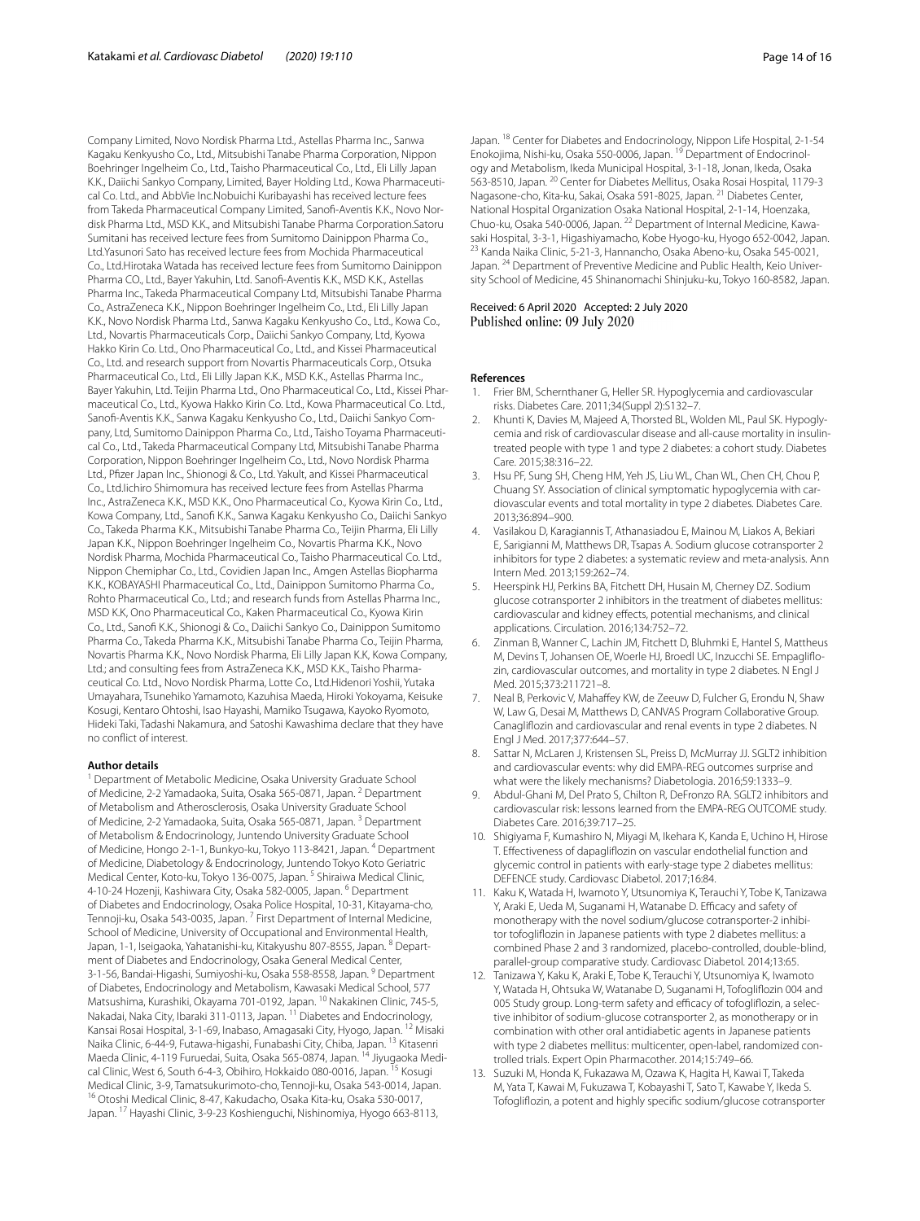Company Limited, Novo Nordisk Pharma Ltd., Astellas Pharma Inc., Sanwa Kagaku Kenkyusho Co., Ltd., Mitsubishi Tanabe Pharma Corporation, Nippon Boehringer Ingelheim Co., Ltd., Taisho Pharmaceutical Co., Ltd., Eli Lilly Japan K.K., Daiichi Sankyo Company, Limited, Bayer Holding Ltd., Kowa Pharmaceutical Co. Ltd., and AbbVie Inc.Nobuichi Kuribayashi has received lecture fees from Takeda Pharmaceutical Company Limited, Sanofi-Aventis K.K., Novo Nordisk Pharma Ltd., MSD K.K., and Mitsubishi Tanabe Pharma Corporation.Satoru Sumitani has received lecture fees from Sumitomo Dainippon Pharma Co., Ltd.Yasunori Sato has received lecture fees from Mochida Pharmaceutical Co., Ltd.Hirotaka Watada has received lecture fees from Sumitomo Dainippon Pharma CO., Ltd., Bayer Yakuhin, Ltd. Sanofi-Aventis K.K., MSD K.K., Astellas Pharma Inc., Takeda Pharmaceutical Company Ltd, Mitsubishi Tanabe Pharma Co., AstraZeneca K.K., Nippon Boehringer Ingelheim Co., Ltd., Eli Lilly Japan K.K., Novo Nordisk Pharma Ltd., Sanwa Kagaku Kenkyusho Co., Ltd., Kowa Co., Ltd., Novartis Pharmaceuticals Corp., Daiichi Sankyo Company, Ltd, Kyowa Hakko Kirin Co. Ltd., Ono Pharmaceutical Co., Ltd., and Kissei Pharmaceutical Co., Ltd. and research support from Novartis Pharmaceuticals Corp., Otsuka Pharmaceutical Co., Ltd., Eli Lilly Japan K.K., MSD K.K., Astellas Pharma Inc., Bayer Yakuhin, Ltd. Teijin Pharma Ltd., Ono Pharmaceutical Co., Ltd., Kissei Pharmaceutical Co., Ltd., Kyowa Hakko Kirin Co. Ltd., Kowa Pharmaceutical Co. Ltd., Sanofi-Aventis K.K., Sanwa Kagaku Kenkyusho Co., Ltd., Daiichi Sankyo Company, Ltd, Sumitomo Dainippon Pharma Co., Ltd., Taisho Toyama Pharmaceutical Co., Ltd., Takeda Pharmaceutical Company Ltd, Mitsubishi Tanabe Pharma Corporation, Nippon Boehringer Ingelheim Co., Ltd., Novo Nordisk Pharma Ltd., Pfizer Japan Inc., Shionogi & Co., Ltd. Yakult, and Kissei Pharmaceutical Co., Ltd.Iichiro Shimomura has received lecture fees from Astellas Pharma Inc., AstraZeneca K.K., MSD K.K., Ono Pharmaceutical Co., Kyowa Kirin Co., Ltd., Kowa Company, Ltd., Sanofi K.K., Sanwa Kagaku Kenkyusho Co., Daiichi Sankyo Co., Takeda Pharma K.K., Mitsubishi Tanabe Pharma Co., Teijin Pharma, Eli Lilly Japan K.K., Nippon Boehringer Ingelheim Co., Novartis Pharma K.K., Novo Nordisk Pharma, Mochida Pharmaceutical Co., Taisho Pharmaceutical Co. Ltd., Nippon Chemiphar Co., Ltd., Covidien Japan Inc., Amgen Astellas Biopharma K.K., KOBAYASHI Pharmaceutical Co., Ltd., Dainippon Sumitomo Pharma Co., Rohto Pharmaceutical Co., Ltd.; and research funds from Astellas Pharma Inc., MSD K.K, Ono Pharmaceutical Co., Kaken Pharmaceutical Co., Kyowa Kirin Co., Ltd., Sanofi K.K., Shionogi & Co., Daiichi Sankyo Co., Dainippon Sumitomo Pharma Co., Takeda Pharma K.K., Mitsubishi Tanabe Pharma Co., Teijin Pharma, Novartis Pharma K.K., Novo Nordisk Pharma, Eli Lilly Japan K.K, Kowa Company, Ltd.; and consulting fees from AstraZeneca K.K., MSD K.K., Taisho Pharmaceutical Co. Ltd., Novo Nordisk Pharma, Lotte Co., Ltd.Hidenori Yoshii, Yutaka Umayahara, Tsunehiko Yamamoto, Kazuhisa Maeda, Hiroki Yokoyama, Keisuke Kosugi, Kentaro Ohtoshi, Isao Hayashi, Mamiko Tsugawa, Kayoko Ryomoto, Hideki Taki, Tadashi Nakamura, and Satoshi Kawashima declare that they have no conflict of interest.

#### Author details

[1] Department of Metabolic Medicine, Osaka University Graduate School of Medicine, 2-2 Yamadaoka, Suita, Osaka 565-0871, Japan. [2] Department of Metabolism and Atherosclerosis, Osaka University Graduate School of Medicine, 2-2 Yamadaoka, Suita, Osaka 565-0871, Japan. [3] Department of Metabolism & Endocrinology, Juntendo University Graduate School of Medicine, Hongo 2-1-1, Bunkyo-ku, Tokyo 113-8421, Japan. [4] Department of Medicine, Diabetology & Endocrinology, Juntendo Tokyo Koto Geriatric Medical Center, Koto-ku, Tokyo 136-0075, Japan. [5] Shiraiwa Medical Clinic, 4-10-24 Hozenji, Kashiwara City, Osaka 582-0005, Japan. [6] Department of Diabetes and Endocrinology, Osaka Police Hospital, 10-31, Kitayama-cho, Tennoji-ku, Osaka 543-0035, Japan. [7] First Department of Internal Medicine, School of Medicine, University of Occupational and Environmental Health, Japan, 1-1, Iseigaoka, Yahatanishi-ku, Kitakyushu 807-8555, Japan. [8] Department of Diabetes and Endocrinology, Osaka General Medical Center, 3-1-56, Bandai-Higashi, Sumiyoshi-ku, Osaka 558-8558, Japan. [9] Department of Diabetes, Endocrinology and Metabolism, Kawasaki Medical School, 577 Matsushima, Kurashiki, Okayama 701-0192, Japan. [10] Nakakinen Clinic, 745-5, Nakadai, Naka City, Ibaraki 311-0113, Japan. [11] Diabetes and Endocrinology, Kansai Rosai Hospital, 3-1-69, Inabaso, Amagasaki City, Hyogo, Japan. [12] Misaki Naika Clinic, 6-44-9, Futawa-higashi, Funabashi City, Chiba, Japan. [13] Kitasenri Maeda Clinic, 4-119 Furuedai, Suita, Osaka 565-0874, Japan. [14] Jiyugaoka Medical Clinic, West 6, South 6-4-3, Obihiro, Hokkaido 080-0016, Japan. [15] Kosugi Medical Clinic, 3-9, Tamatsukurimoto-cho, Tennoji-ku, Osaka 543-0014, Japan. [16] Otoshi Medical Clinic, 8-47, Kakudacho, Osaka Kita-ku, Osaka 530-0017, Japan. [17] Hayashi Clinic, 3-9-23 Koshienguchi, Nishinomiya, Hyogo 663-8113, Japan. [18] Center for Diabetes and Endocrinology, Nippon Life Hospital, 2-1-54 Enokojima, Nishi-ku, Osaka 550-0006, Japan. [19] Department of Endocrinology and Metabolism, Ikeda Municipal Hospital, 3-1-18, Jonan, Ikeda, Osaka 563-8510, Japan. [20] Center for Diabetes Mellitus, Osaka Rosai Hospital, 1179-3 Nagasone-cho, Kita-ku, Sakai, Osaka 591-8025, Japan. [21] Diabetes Center, National Hospital Organization Osaka National Hospital, 2-1-14, Hoenzaka, Chuo-ku, Osaka 540-0006, Japan. [22] Department of Internal Medicine, Kawasaki Hospital, 3-3-1, Higashiyamacho, Kobe Hyogo-ku, Hyogo 652-0042, Japan. [23] Kanda Naika Clinic, 5-21-3, Hannancho, Osaka Abeno-ku, Osaka 545-0021, Japan. [24] Department of Preventive Medicine and Public Health, Keio University School of Medicine, 45 Shinanomachi Shinjuku-ku, Tokyo 160-8582, Japan.

Received: 6 April 2020 Accepted: 2 July 2020
Published online: 09 July 2020

#### References

1. Frier BM, Schernthaner G, Heller SR. Hypoglycemia and cardiovascular risks. Diabetes Care. 2011;34(Suppl 2):S132–7.
2. Khunti K, Davies M, Majeed A, Thorsted BL, Wolden ML, Paul SK. Hypoglycemia and risk of cardiovascular disease and all-cause mortality in insulin-treated people with type 1 and type 2 diabetes: a cohort study. Diabetes Care. 2015;38:316–22.
3. Hsu PF, Sung SH, Cheng HM, Yeh JS, Liu WL, Chan WL, Chen CH, Chou P, Chuang SY. Association of clinical symptomatic hypoglycemia with cardiovascular events and total mortality in type 2 diabetes. Diabetes Care. 2013;36:894–900.
4. Vasilakou D, Karagiannis T, Athanasiadou E, Mainou M, Liakos A, Bekiari E, Sarigianni M, Matthews DR, Tsapas A. Sodium glucose cotransporter 2 inhibitors for type 2 diabetes: a systematic review and meta-analysis. Ann Intern Med. 2013;159:262–74.
5. Heerspink HJ, Perkins BA, Fitchett DH, Husain M, Cherney DZ. Sodium glucose cotransporter 2 inhibitors in the treatment of diabetes mellitus: cardiovascular and kidney effects, potential mechanisms, and clinical applications. Circulation. 2016;134:752–72.
6. Zinman B, Wanner C, Lachin JM, Fitchett D, Bluhmki E, Hantel S, Mattheus M, Devins T, Johansen OE, Woerle HJ, Broedl UC, Inzucchi SE. Empagliflozin, cardiovascular outcomes, and mortality in type 2 diabetes. N Engl J Med. 2015;373:211721–8.
7. Neal B, Perkovic V, Mahaffey KW, de Zeeuw D, Fulcher G, Erondu N, Shaw W, Law G, Desai M, Matthews D, CANVAS Program Collaborative Group. Canagliflozin and cardiovascular and renal events in type 2 diabetes. N Engl J Med. 2017;377:644–57.
8. Sattar N, McLaren J, Kristensen SL, Preiss D, McMurray JJ. SGLT2 inhibition and cardiovascular events: why did EMPA-REG outcomes surprise and what were the likely mechanisms? Diabetologia. 2016;59:1333–9.
9. Abdul-Ghani M, Del Prato S, Chilton R, DeFronzo RA. SGLT2 inhibitors and cardiovascular risk: lessons learned from the EMPA-REG OUTCOME study. Diabetes Care. 2016;39:717–25.
10. Shigiyama F, Kumashiro N, Miyagi M, Ikehara K, Kanda E, Uchino H, Hirose T. Effectiveness of dapagliflozin on vascular endothelial function and glycemic control in patients with early-stage type 2 diabetes mellitus: DEFENCE study. Cardiovasc Diabetol. 2017;16:84.
11. Kaku K, Watada H, Iwamoto Y, Utsunomiya K, Terauchi Y, Tobe K, Tanizawa Y, Araki E, Ueda M, Suganami H, Watanabe D. Efficacy and safety of monotherapy with the novel sodium/glucose cotransporter-2 inhibitor tofogliflozin in Japanese patients with type 2 diabetes mellitus: a combined Phase 2 and 3 randomized, placebo-controlled, double-blind, parallel-group comparative study. Cardiovasc Diabetol. 2014;13:65.
12. Tanizawa Y, Kaku K, Araki E, Tobe K, Terauchi Y, Utsunomiya K, Iwamoto Y, Watada H, Ohtsuka W, Watanabe D, Suganami H, Tofogliflozin 004 and 005 Study group. Long-term safety and efficacy of tofogliflozin, a selective inhibitor of sodium-glucose cotransporter 2, as monotherapy or in combination with other oral antidiabetic agents in Japanese patients with type 2 diabetes mellitus: multicenter, open-label, randomized controlled trials. Expert Opin Pharmacother. 2014;15:749–66.
13. Suzuki M, Honda K, Fukazawa M, Ozawa K, Hagita H, Kawai T, Takeda M, Yata T, Kawai M, Fukuzawa T, Kobayashi T, Sato T, Kawabe Y, Ikeda S. Tofogliflozin, a potent and highly specific sodium/glucose cotransporter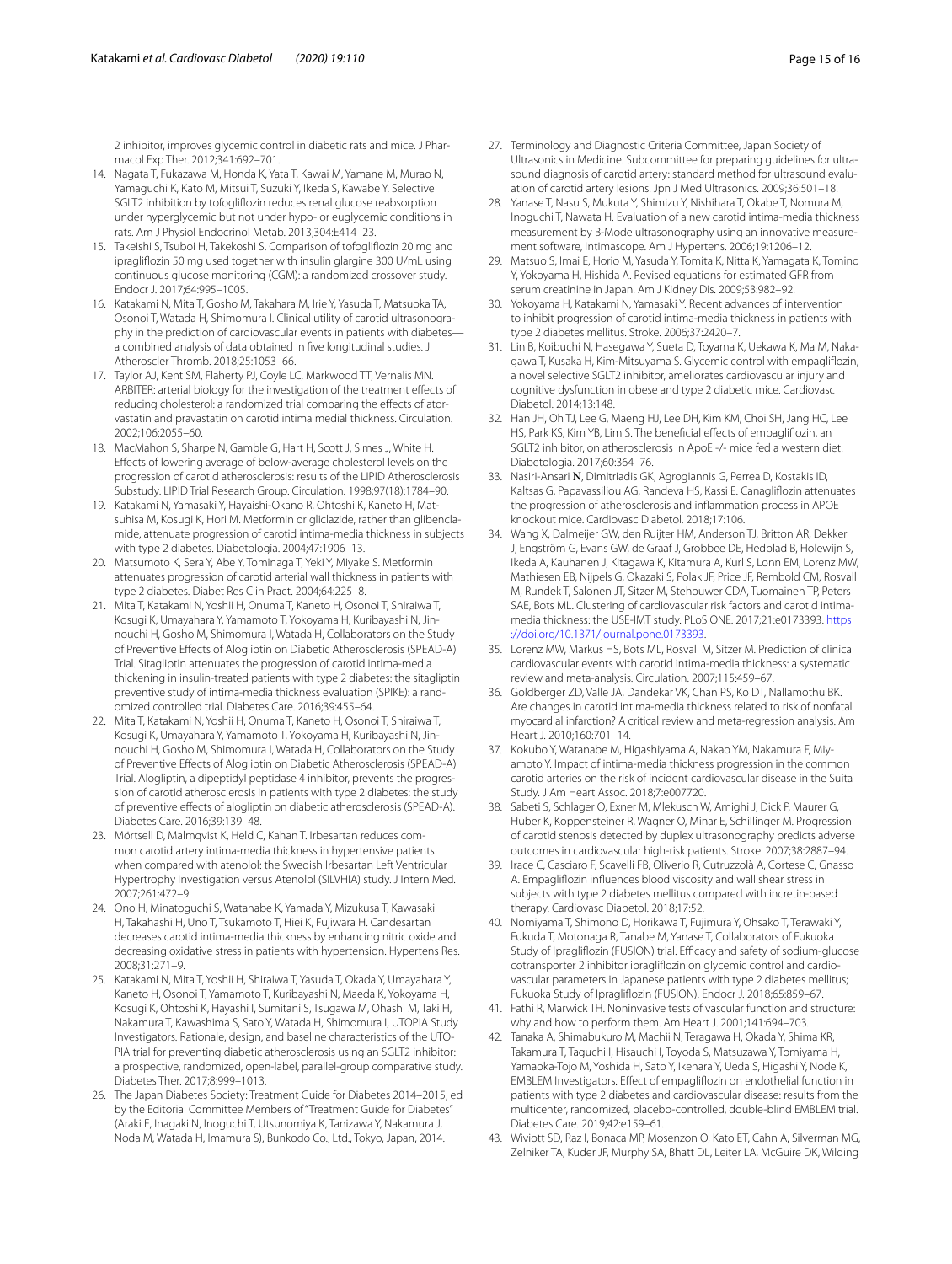2 inhibitor, improves glycemic control in diabetic rats and mice. J Pharmacol Exp Ther. 2012;341:692–701.

14. Nagata T, Fukazawa M, Honda K, Yata T, Kawai M, Yamane M, Murao N, Yamaguchi K, Kato M, Mitsui T, Suzuki Y, Ikeda S, Kawabe Y. Selective SGLT2 inhibition by tofogliflozin reduces renal glucose reabsorption under hyperglycemic but not under hypo- or euglycemic conditions in rats. Am J Physiol Endocrinol Metab. 2013;304:E414–23.
15. Takeishi S, Tsuboi H, Takekoshi S. Comparison of tofogliflozin 20 mg and ipragliflozin 50 mg used together with insulin glargine 300 U/mL using continuous glucose monitoring (CGM): a randomized crossover study. Endocr J. 2017;64:995–1005.
16. Katakami N, Mita T, Gosho M, Takahara M, Irie Y, Yasuda T, Matsuoka TA, Osonoi T, Watada H, Shimomura I. Clinical utility of carotid ultrasonography in the prediction of cardiovascular events in patients with diabetes—a combined analysis of data obtained in five longitudinal studies. J Atheroscler Thromb. 2018;25:1053–66.
17. Taylor AJ, Kent SM, Flaherty PJ, Coyle LC, Markwood TT, Vernalis MN. ARBITER: arterial biology for the investigation of the treatment effects of reducing cholesterol: a randomized trial comparing the effects of atorvastatin and pravastatin on carotid intima medial thickness. Circulation. 2002;106:2055–60.
18. MacMahon S, Sharpe N, Gamble G, Hart H, Scott J, Simes J, White H. Effects of lowering average of below-average cholesterol levels on the progression of carotid atherosclerosis: results of the LIPID Atherosclerosis Substudy. LIPID Trial Research Group. Circulation. 1998;97(18):1784–90.
19. Katakami N, Yamasaki Y, Hayaishi-Okano R, Ohtoshi K, Kaneto H, Matsuhisa M, Kosugi K, Hori M. Metformin or gliclazide, rather than glibenclamide, attenuate progression of carotid intima-media thickness in subjects with type 2 diabetes. Diabetologia. 2004;47:1906–13.
20. Matsumoto K, Sera Y, Abe Y, Tominaga T, Yeki Y, Miyake S. Metformin attenuates progression of carotid arterial wall thickness in patients with type 2 diabetes. Diabet Res Clin Pract. 2004;64:225–8.
21. Mita T, Katakami N, Yoshii H, Onuma T, Kaneto H, Osonoi T, Shiraiwa T, Kosugi K, Umayahara Y, Yamamoto T, Yokoyama H, Kuribayashi N, Jinnouchi H, Gosho M, Shimomura I, Watada H, Collaborators on the Study of Preventive Effects of Alogliptin on Diabetic Atherosclerosis (SPEAD-A) Trial. Sitagliptin attenuates the progression of carotid intima-media thickening in insulin-treated patients with type 2 diabetes: the sitagliptin preventive study of intima-media thickness evaluation (SPIKE): a randomized controlled trial. Diabetes Care. 2016;39:455–64.
22. Mita T, Katakami N, Yoshii H, Onuma T, Kaneto H, Osonoi T, Shiraiwa T, Kosugi K, Umayahara Y, Yamamoto T, Yokoyama H, Kuribayashi N, Jinnouchi H, Gosho M, Shimomura I, Watada H, Collaborators on the Study of Preventive Effects of Alogliptin on Diabetic Atherosclerosis (SPEAD-A) Trial. Alogliptin, a dipeptidyl peptidase 4 inhibitor, prevents the progression of carotid atherosclerosis in patients with type 2 diabetes: the study of preventive effects of alogliptin on diabetic atherosclerosis (SPEAD-A). Diabetes Care. 2016;39:139–48.
23. Mörtsell D, Malmqvist K, Held C, Kahan T. Irbesartan reduces common carotid artery intima-media thickness in hypertensive patients when compared with atenolol: the Swedish Irbesartan Left Ventricular Hypertrophy Investigation versus Atenolol (SILVHIA) study. J Intern Med. 2007;261:472–9.
24. Ono H, Minatoguchi S, Watanabe K, Yamada Y, Mizukusa T, Kawasaki H, Takahashi H, Uno T, Tsukamoto T, Hiei K, Fujiwara H. Candesartan decreases carotid intima-media thickness by enhancing nitric oxide and decreasing oxidative stress in patients with hypertension. Hypertens Res. 2008;31:271–9.
25. Katakami N, Mita T, Yoshii H, Shiraiwa T, Yasuda T, Okada Y, Umayahara Y, Kaneto H, Osonoi T, Yamamoto T, Kuribayashi N, Maeda K, Yokoyama H, Kosugi K, Ohtoshi K, Hayashi I, Sumitani S, Tsugawa M, Ohashi M, Taki H, Nakamura T, Kawashima S, Sato Y, Watada H, Shimomura I, UTOPIA Study Investigators. Rationale, design, and baseline characteristics of the UTOPIA trial for preventing diabetic atherosclerosis using an SGLT2 inhibitor: a prospective, randomized, open-label, parallel-group comparative study. Diabetes Ther. 2017;8:999–1013.
26. The Japan Diabetes Society: Treatment Guide for Diabetes 2014–2015, ed by the Editorial Committee Members of "Treatment Guide for Diabetes" (Araki E, Inagaki N, Inoguchi T, Utsunomiya K, Tanizawa Y, Nakamura J, Noda M, Watada H, Imamura S), Bunkodo Co., Ltd., Tokyo, Japan, 2014.
27. Terminology and Diagnostic Criteria Committee, Japan Society of Ultrasonics in Medicine. Subcommittee for preparing guidelines for ultrasound diagnosis of carotid artery: standard method for ultrasound evaluation of carotid artery lesions. Jpn J Med Ultrasonics. 2009;36:501–18.
28. Yanase T, Nasu S, Mukuta Y, Shimizu Y, Nishihara T, Okabe T, Nomura M, Inoguchi T, Nawata H. Evaluation of a new carotid intima-media thickness measurement by B-Mode ultrasonography using an innovative measurement software, Intimascope. Am J Hypertens. 2006;19:1206–12.
29. Matsuo S, Imai E, Horio M, Yasuda Y, Tomita K, Nitta K, Yamagata K, Tomino Y, Yokoyama H, Hishida A. Revised equations for estimated GFR from serum creatinine in Japan. Am J Kidney Dis. 2009;53:982–92.
30. Yokoyama H, Katakami N, Yamasaki Y. Recent advances of intervention to inhibit progression of carotid intima-media thickness in patients with type 2 diabetes mellitus. Stroke. 2006;37:2420–7.
31. Lin B, Koibuchi N, Hasegawa Y, Sueta D, Toyama K, Uekawa K, Ma M, Nakagawa T, Kusaka H, Kim-Mitsuyama S. Glycemic control with empagliflozin, a novel selective SGLT2 inhibitor, ameliorates cardiovascular injury and cognitive dysfunction in obese and type 2 diabetic mice. Cardiovasc Diabetol. 2014;13:148.
32. Han JH, Oh TJ, Lee G, Maeng HJ, Lee DH, Kim KM, Choi SH, Jang HC, Lee HS, Park KS, Kim YB, Lim S. The beneficial effects of empagliflozin, an SGLT2 inhibitor, on atherosclerosis in ApoE -/- mice fed a western diet. Diabetologia. 2017;60:364–76.
33. Nasiri-Ansari **N**, Dimitriadis GK, Agrogiannis G, Perrea D, Kostakis ID, Kaltsas G, Papavassiliou AG, Randeva HS, Kassi E. Canagliflozin attenuates the progression of atherosclerosis and inflammation process in APOE knockout mice. Cardiovasc Diabetol. 2018;17:106.
34. Wang X, Dalmeijer GW, den Ruijter HM, Anderson TJ, Britton AR, Dekker J, Engström G, Evans GW, de Graaf J, Grobbee DE, Hedblad B, Holewijn S, Ikeda A, Kauhanen J, Kitagawa K, Kitamura A, Kurl S, Lonn EM, Lorenz MW, Mathiesen EB, Nijpels G, Okazaki S, Polak JF, Price JF, Rembold CM, Rosvall M, Rundek T, Salonen JT, Sitzer M, Stehouwer CDA, Tuomainen TP, Peters SAE, Bots ML. Clustering of cardiovascular risk factors and carotid intima-media thickness: the USE-IMT study. PLoS ONE. 2017;21:e0173393. https://doi.org/10.1371/journal.pone.0173393.
35. Lorenz MW, Markus HS, Bots ML, Rosvall M, Sitzer M. Prediction of clinical cardiovascular events with carotid intima-media thickness: a systematic review and meta-analysis. Circulation. 2007;115:459–67.
36. Goldberger ZD, Valle JA, Dandekar VK, Chan PS, Ko DT, Nallamothu BK. Are changes in carotid intima-media thickness related to risk of nonfatal myocardial infarction? A critical review and meta-regression analysis. Am Heart J. 2010;160:701–14.
37. Kokubo Y, Watanabe M, Higashiyama A, Nakao YM, Nakamura F, Miyamoto Y. Impact of intima-media thickness progression in the common carotid arteries on the risk of incident cardiovascular disease in the Suita Study. J Am Heart Assoc. 2018;7:e007720.
38. Sabeti S, Schlager O, Exner M, Mlekusch W, Amighi J, Dick P, Maurer G, Huber K, Koppensteiner R, Wagner O, Minar E, Schillinger M. Progression of carotid stenosis detected by duplex ultrasonography predicts adverse outcomes in cardiovascular high-risk patients. Stroke. 2007;38:2887–94.
39. Irace C, Casciaro F, Scavelli FB, Oliverio R, Cutruzzolà A, Cortese C, Gnasso A. Empagliflozin influences blood viscosity and wall shear stress in subjects with type 2 diabetes mellitus compared with incretin-based therapy. Cardiovasc Diabetol. 2018;17:52.
40. Nomiyama T, Shimono D, Horikawa T, Fujimura Y, Ohsako T, Terawaki Y, Fukuda T, Motonaga R, Tanabe M, Yanase T, Collaborators of Fukuoka Study of Ipragliflozin (FUSION) trial. Efficacy and safety of sodium-glucose cotransporter 2 inhibitor ipragliflozin on glycemic control and cardiovascular parameters in Japanese patients with type 2 diabetes mellitus; Fukuoka Study of Ipragliflozin (FUSION). Endocr J. 2018;65:859–67.
41. Fathi R, Marwick TH. Noninvasive tests of vascular function and structure: why and how to perform them. Am Heart J. 2001;141:694–703.
42. Tanaka A, Shimabukuro M, Machii N, Teragawa H, Okada Y, Shima KR, Takamura T, Taguchi I, Hisauchi I, Toyoda S, Matsuzawa Y, Tomiyama H, Yamaoka-Tojo M, Yoshida H, Sato Y, Ikehara Y, Ueda S, Higashi Y, Node K, EMBLEM Investigators. Effect of empagliflozin on endothelial function in patients with type 2 diabetes and cardiovascular disease: results from the multicenter, randomized, placebo-controlled, double-blind EMBLEM trial. Diabetes Care. 2019;42:e159–61.
43. Wiviott SD, Raz I, Bonaca MP, Mosenzon O, Kato ET, Cahn A, Silverman MG, Zelniker TA, Kuder JF, Murphy SA, Bhatt DL, Leiter LA, McGuire DK, Wilding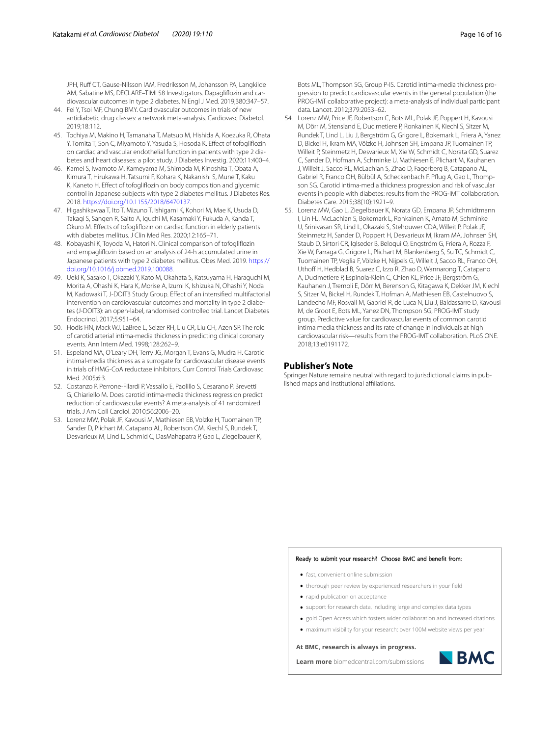JPH, Ruff CT, Gause-Nilsson IAM, Fredriksson M, Johansson PA, Langkilde AM, Sabatine MS, DECLARE–TIMI 58 Investigators. Dapagliflozin and cardiovascular outcomes in type 2 diabetes. N Engl J Med. 2019;380:347–57.

44. Fei Y, Tsoi MF, Chung BMY. Cardiovascular outcomes in trials of new antidiabetic drug classes: a network meta-analysis. Cardiovasc Diabetol. 2019;18:112.
45. Tochiya M, Makino H, Tamanaha T, Matsuo M, Hishida A, Koezuka R, Ohata Y, Tomita T, Son C, Miyamoto Y, Yasuda S, Hosoda K. Effect of tofogliflozin on cardiac and vascular endothelial function in patients with type 2 diabetes and heart diseases: a pilot study. J Diabetes Investig. 2020;11:400–4.
46. Kamei S, Iwamoto M, Kameyama M, Shimoda M, Kinoshita T, Obata A, Kimura T, Hirukawa H, Tatsumi F, Kohara K, Nakanishi S, Mune T, Kaku K, Kaneto H. Effect of tofogliflozin on body composition and glycemic control in Japanese subjects with type 2 diabetes mellitus. J Diabetes Res. 2018. https://doi.org/10.1155/2018/6470137.
47. Higashikawaa T, Ito T, Mizuno T, Ishigami K, Kohori M, Mae K, Usuda D, Takagi S, Sangen R, Saito A, Iguchi M, Kasamaki Y, Fukuda A, Kanda T, Okuro M. Effects of tofogliflozin on cardiac function in elderly patients with diabetes mellitus. J Clin Med Res. 2020;12:165–71.
48. Kobayashi K, Toyoda M, Hatori N. Clinical comparison of tofogliflozin and empagliflozin based on an analysis of 24-h accumulated urine in Japanese patients with type 2 diabetes mellitus. Obes Med. 2019. https://doi.org/10.1016/j.obmed.2019.100088.
49. Ueki K, Sasako T, Okazaki Y, Kato M, Okahata S, Katsuyama H, Haraguchi M, Morita A, Ohashi K, Hara K, Morise A, Izumi K, Ishizuka N, Ohashi Y, Noda M, Kadowaki T, J-DOIT3 Study Group. Effect of an intensified multifactorial intervention on cardiovascular outcomes and mortality in type 2 diabetes (J-DOIT3): an open-label, randomised controlled trial. Lancet Diabetes Endocrinol. 2017;5:951–64.
50. Hodis HN, Mack WJ, LaBree L, Selzer RH, Liu CR, Liu CH, Azen SP. The role of carotid arterial intima-media thickness in predicting clinical coronary events. Ann Intern Med. 1998;128:262–9.
51. Espeland MA, O'Leary DH, Terry JG, Morgan T, Evans G, Mudra H. Carotid intimal-media thickness as a surrogate for cardiovascular disease events in trials of HMG-CoA reductase inhibitors. Curr Control Trials Cardiovasc Med. 2005;6:3.
52. Costanzo P, Perrone-Filardi P, Vassallo E, Paolillo S, Cesarano P, Brevetti G, Chiariello M. Does carotid intima-media thickness regression predict reduction of cardiovascular events? A meta-analysis of 41 randomized trials. J Am Coll Cardiol. 2010;56:2006–20.
53. Lorenz MW, Polak JF, Kavousi M, Mathiesen EB, Volzke H, Tuomainen TP, Sander D, Plichart M, Catapano AL, Robertson CM, Kiechl S, Rundek T, Desvarieux M, Lind L, Schmid C, DasMahapatra P, Gao L, Ziegelbauer K, Bots ML, Thompson SG, Group P-IS. Carotid intima-media thickness progression to predict cardiovascular events in the general population (the PROG-IMT collaborative project): a meta-analysis of individual participant data. Lancet. 2012;379:2053–62.
54. Lorenz MW, Price JF, Robertson C, Bots ML, Polak JF, Poppert H, Kavousi M, Dörr M, Stensland E, Ducimetiere P, Ronkainen K, Kiechl S, Sitzer M, Rundek T, Lind L, Liu J, Bergström G, Grigore L, Bokemark L, Friera A, Yanez D, Bickel H, Ikram MA, Völzke H, Johnsen SH, Empana JP, Tuomainen TP, Willeit P, Steinmetz H, Desvarieux M, Xie W, Schmidt C, Norata GD, Suarez C, Sander D, Hofman A, Schminke U, Mathiesen E, Plichart M, Kauhanen J, Willeit J, Sacco RL, McLachlan S, Zhao D, Fagerberg B, Catapano AL, Gabriel R, Franco OH, Bülbül A, Scheckenbach F, Pflug A, Gao L, Thompson SG. Carotid intima-media thickness progression and risk of vascular events in people with diabetes: results from the PROG-IMT collaboration. Diabetes Care. 2015;38(10):1921–9.
55. Lorenz MW, Gao L, Ziegelbauer K, Norata GD, Empana JP, Schmidtmann I, Lin HJ, McLachlan S, Bokemark L, Ronkainen K, Amato M, Schminke U, Srinivasan SR, Lind L, Okazaki S, Stehouwer CDA, Willeit P, Polak JF, Steinmetz H, Sander D, Poppert H, Desvarieux M, Ikram MA, Johnsen SH, Staub D, Sirtori CR, Iglseder B, Beloqui O, Engström G, Friera A, Rozza F, Xie W, Parraga G, Grigore L, Plichart M, Blankenberg S, Su TC, Schmidt C, Tuomainen TP, Veglia F, Völzke H, Nijpels G, Willeit J, Sacco RL, Franco OH, Uthoff H, Hedblad B, Suarez C, Izzo R, Zhao D, Wannarong T, Catapano A, Ducimetiere P, Espinola-Klein C, Chien KL, Price JF, Bergström G, Kauhanen J, Tremoli E, Dörr M, Berenson G, Kitagawa K, Dekker JM, Kiechl S, Sitzer M, Bickel H, Rundek T, Hofman A, Mathiesen EB, Castelnuovo S, Landecho MF, Rosvall M, Gabriel R, de Luca N, Liu J, Baldassarre D, Kavousi M, de Groot E, Bots ML, Yanez DN, Thompson SG, PROG-IMT study group. Predictive value for cardiovascular events of common carotid intima media thickness and its rate of change in individuals at high cardiovascular risk—results from the PROG-IMT collaboration. PLoS ONE. 2018;13:e0191172.

## Publisher's Note

Springer Nature remains neutral with regard to jurisdictional claims in published maps and institutional affiliations.

Ready to submit your research? Choose BMC and benefit from:

- fast, convenient online submission
- thorough peer review by experienced researchers in your field
- rapid publication on acceptance
- support for research data, including large and complex data types
- gold Open Access which fosters wider collaboration and increased citations
- maximum visibility for your research: over 100M website views per year

**At BMC, research is always in progress.**

**Learn more** biomedcentral.com/submissions

BMC